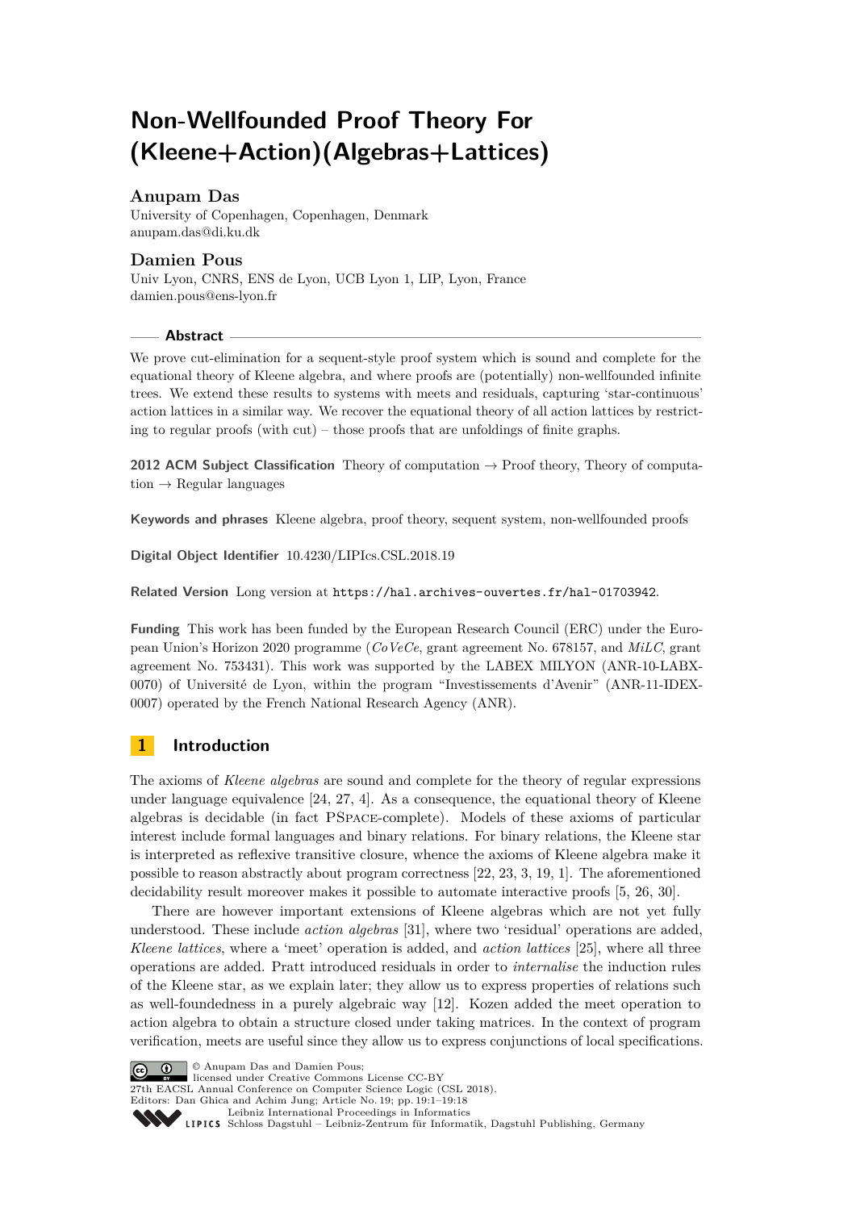# Non-Wellfounded Proof Theory For (Kleene+Action)(Algebras+Lattices)

## Anupam Das

University of Copenhagen, Copenhagen, Denmark
anupam.das@di.ku.dk

## Damien Pous

Univ Lyon, CNRS, ENS de Lyon, UCB Lyon 1, LIP, Lyon, France
damien.pous@ens-lyon.fr

### Abstract

We prove cut-elimination for a sequent-style proof system which is sound and complete for the equational theory of Kleene algebra, and where proofs are (potentially) non-wellfounded infinite trees. We extend these results to systems with meets and residuals, capturing 'star-continuous' action lattices in a similar way. We recover the equational theory of all action lattices by restricting to regular proofs (with cut) – those proofs that are unfoldings of finite graphs.

**2012 ACM Subject Classification** Theory of computation → Proof theory, Theory of computation → Regular languages

**Keywords and phrases** Kleene algebra, proof theory, sequent system, non-wellfounded proofs

**Digital Object Identifier** 10.4230/LIPIcs.CSL.2018.19

**Related Version** Long version at https://hal.archives-ouvertes.fr/hal-01703942.

**Funding** This work has been funded by the European Research Council (ERC) under the European Union's Horizon 2020 programme (*CoVeCe*, grant agreement No. 678157, and *MiLC*, grant agreement No. 753431). This work was supported by the LABEX MILYON (ANR-10-LABX-0070) of Université de Lyon, within the program "Investissements d'Avenir" (ANR-11-IDEX-0007) operated by the French National Research Agency (ANR).

## 1 Introduction

The axioms of *Kleene algebras* are sound and complete for the theory of regular expressions under language equivalence [24, 27, 4]. As a consequence, the equational theory of Kleene algebras is decidable (in fact PSPACE-complete). Models of these axioms of particular interest include formal languages and binary relations. For binary relations, the Kleene star is interpreted as reflexive transitive closure, whence the axioms of Kleene algebra make it possible to reason abstractly about program correctness [22, 23, 3, 19, 1]. The aforementioned decidability result moreover makes it possible to automate interactive proofs [5, 26, 30].

There are however important extensions of Kleene algebras which are not yet fully understood. These include *action algebras* [31], where two 'residual' operations are added, *Kleene lattices*, where a 'meet' operation is added, and *action lattices* [25], where all three operations are added. Pratt introduced residuals in order to *internalise* the induction rules of the Kleene star, as we explain later; they allow us to express properties of relations such as well-foundedness in a purely algebraic way [12]. Kozen added the meet operation to action algebra to obtain a structure closed under taking matrices. In the context of program verification, meets are useful since they allow us to express conjunctions of local specifications.

© Anupam Das and Damien Pous;
licensed under Creative Commons License CC-BY
27th EACSL Annual Conference on Computer Science Logic (CSL 2018).
Editors: Dan Ghica and Achim Jung; Article No. 19; pp. 19:1–19:18
Leibniz International Proceedings in Informatics
LIPICS Schloss Dagstuhl – Leibniz-Zentrum für Informatik, Dagstuhl Publishing, Germany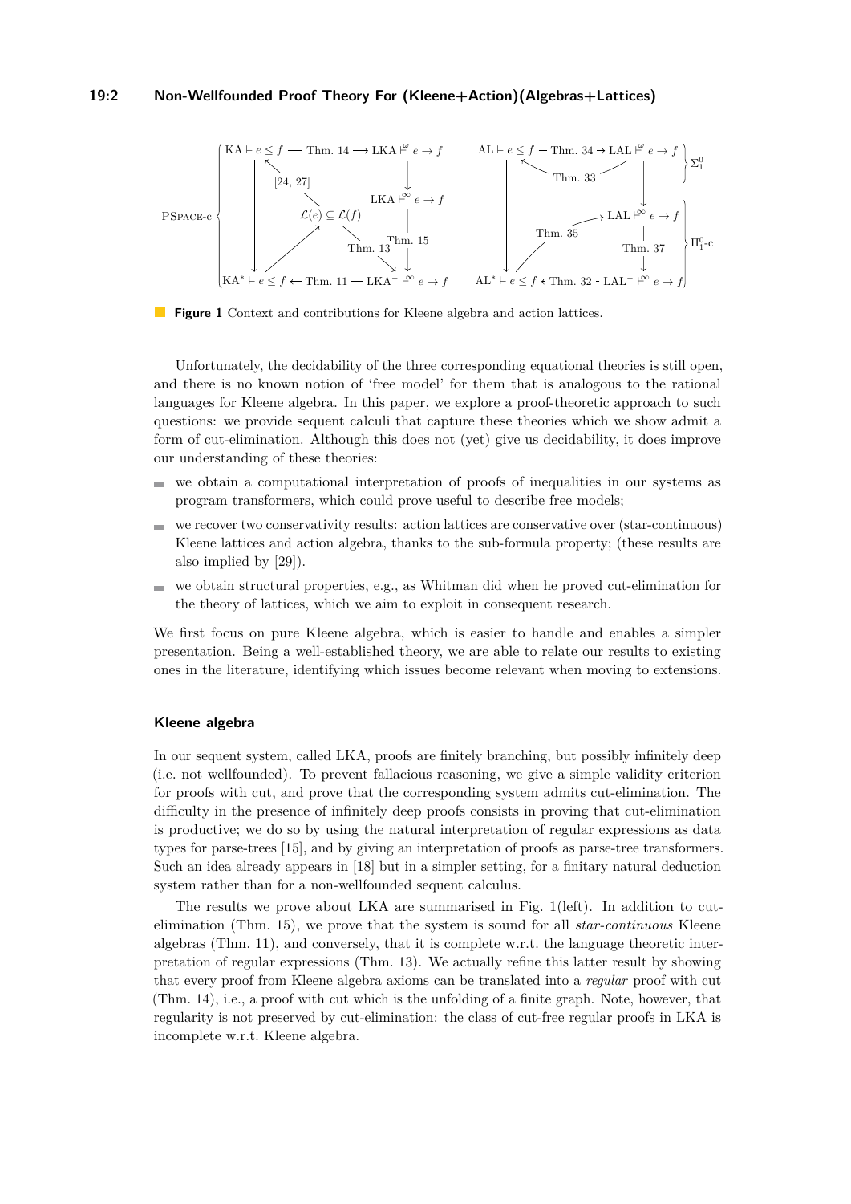**Figure 1** Context and contributions for Kleene algebra and action lattices.

Unfortunately, the decidability of the three corresponding equational theories is still open, and there is no known notion of 'free model' for them that is analogous to the rational languages for Kleene algebra. In this paper, we explore a proof-theoretic approach to such questions: we provide sequent calculi that capture these theories which we show admit a form of cut-elimination. Although this does not (yet) give us decidability, it does improve our understanding of these theories:

- we obtain a computational interpretation of proofs of inequalities in our systems as program transformers, which could prove useful to describe free models;
- we recover two conservativity results: action lattices are conservative over (star-continuous) Kleene lattices and action algebra, thanks to the sub-formula property; (these results are also implied by [29]).
- we obtain structural properties, e.g., as Whitman did when he proved cut-elimination for the theory of lattices, which we aim to exploit in consequent research.

We first focus on pure Kleene algebra, which is easier to handle and enables a simpler presentation. Being a well-established theory, we are able to relate our results to existing ones in the literature, identifying which issues become relevant when moving to extensions.

### Kleene algebra

In our sequent system, called LKA, proofs are finitely branching, but possibly infinitely deep (i.e. not wellfounded). To prevent fallacious reasoning, we give a simple validity criterion for proofs with cut, and prove that the corresponding system admits cut-elimination. The difficulty in the presence of infinitely deep proofs consists in proving that cut-elimination is productive; we do so by using the natural interpretation of regular expressions as data types for parse-trees [15], and by giving an interpretation of proofs as parse-tree transformers. Such an idea already appears in [18] but in a simpler setting, for a finitary natural deduction system rather than for a non-wellfounded sequent calculus.

The results we prove about LKA are summarised in Fig. 1(left). In addition to cut-elimination (Thm. 15), we prove that the system is sound for all *star-continuous* Kleene algebras (Thm. 11), and conversely, that it is complete w.r.t. the language theoretic interpretation of regular expressions (Thm. 13). We actually refine this latter result by showing that every proof from Kleene algebra axioms can be translated into a *regular* proof with cut (Thm. 14), i.e., a proof with cut which is the unfolding of a finite graph. Note, however, that regularity is not preserved by cut-elimination: the class of cut-free regular proofs in LKA is incomplete w.r.t. Kleene algebra.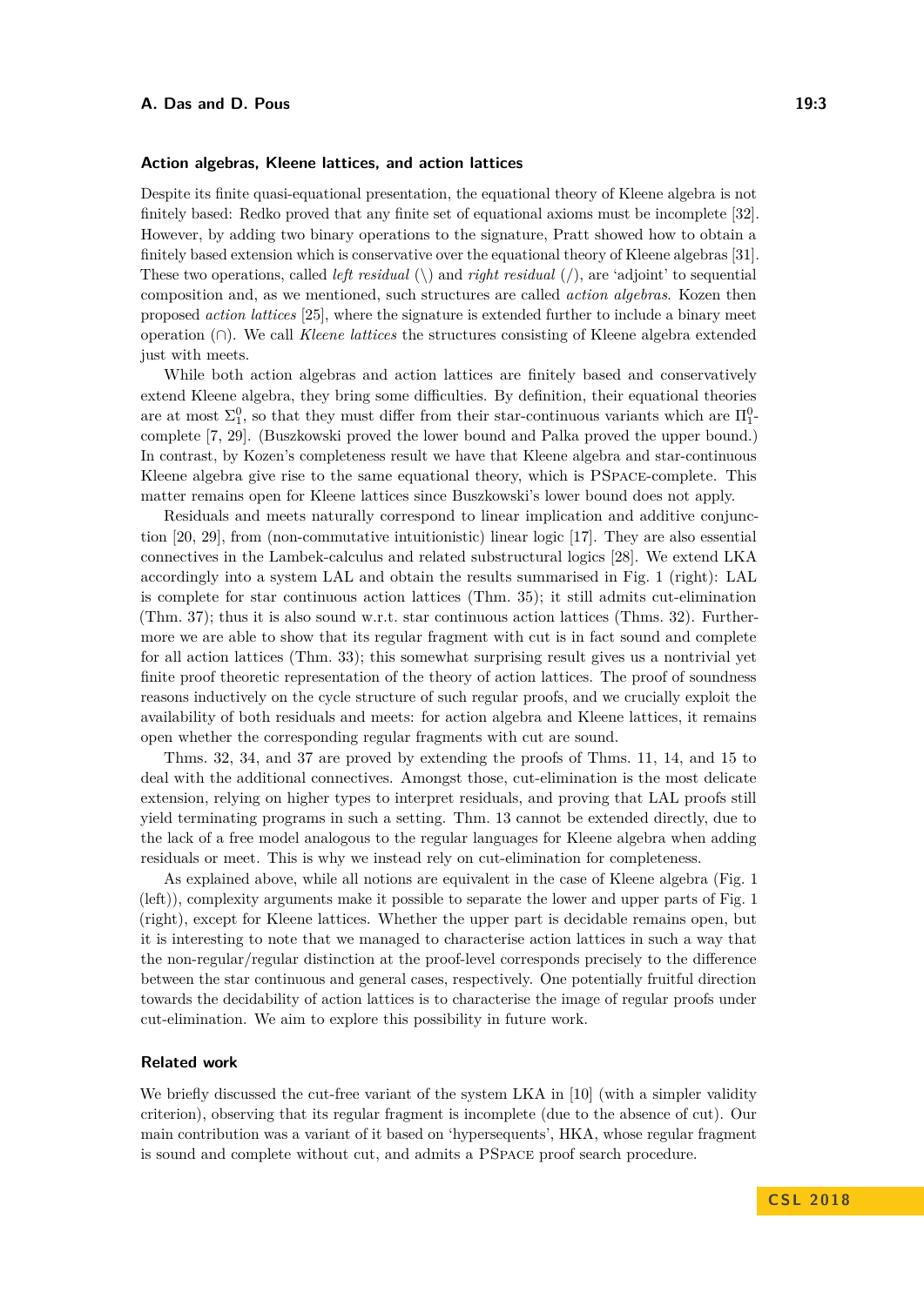### Action algebras, Kleene lattices, and action lattices

Despite its finite quasi-equational presentation, the equational theory of Kleene algebra is not finitely based: Redko proved that any finite set of equational axioms must be incomplete [32]. However, by adding two binary operations to the signature, Pratt showed how to obtain a finitely based extension which is conservative over the equational theory of Kleene algebras [31]. These two operations, called *left residual* ($\backslash$) and *right residual* ($/$), are 'adjoint' to sequential composition and, as we mentioned, such structures are called *action algebras*. Kozen then proposed *action lattices* [25], where the signature is extended further to include a binary meet operation ($\cap$). We call *Kleene lattices* the structures consisting of Kleene algebra extended just with meets.

While both action algebras and action lattices are finitely based and conservatively extend Kleene algebra, they bring some difficulties. By definition, their equational theories are at most $\Sigma^0_1$, so that they must differ from their star-continuous variants which are $\Pi^0_1$-complete [7, 29]. (Buszkowski proved the lower bound and Palka proved the upper bound.) In contrast, by Kozen's completeness result we have that Kleene algebra and star-continuous Kleene algebra give rise to the same equational theory, which is PSpace-complete. This matter remains open for Kleene lattices since Buszkowski's lower bound does not apply.

Residuals and meets naturally correspond to linear implication and additive conjunction [20, 29], from (non-commutative intuitionistic) linear logic [17]. They are also essential connectives in the Lambek-calculus and related substructural logics [28]. We extend LKA accordingly into a system LAL and obtain the results summarised in Fig. 1 (right): LAL is complete for star continuous action lattices (Thm. 35); it still admits cut-elimination (Thm. 37); thus it is also sound w.r.t. star continuous action lattices (Thms. 32). Furthermore we are able to show that its regular fragment with cut is in fact sound and complete for all action lattices (Thm. 33); this somewhat surprising result gives us a nontrivial yet finite proof theoretic representation of the theory of action lattices. The proof of soundness reasons inductively on the cycle structure of such regular proofs, and we crucially exploit the availability of both residuals and meets: for action algebra and Kleene lattices, it remains open whether the corresponding regular fragments with cut are sound.

Thms. 32, 34, and 37 are proved by extending the proofs of Thms. 11, 14, and 15 to deal with the additional connectives. Amongst those, cut-elimination is the most delicate extension, relying on higher types to interpret residuals, and proving that LAL proofs still yield terminating programs in such a setting. Thm. 13 cannot be extended directly, due to the lack of a free model analogous to the regular languages for Kleene algebra when adding residuals or meet. This is why we instead rely on cut-elimination for completeness.

As explained above, while all notions are equivalent in the case of Kleene algebra (Fig. 1 (left)), complexity arguments make it possible to separate the lower and upper parts of Fig. 1 (right), except for Kleene lattices. Whether the upper part is decidable remains open, but it is interesting to note that we managed to characterise action lattices in such a way that the non-regular/regular distinction at the proof-level corresponds precisely to the difference between the star continuous and general cases, respectively. One potentially fruitful direction towards the decidability of action lattices is to characterise the image of regular proofs under cut-elimination. We aim to explore this possibility in future work.

### Related work

We briefly discussed the cut-free variant of the system LKA in [10] (with a simpler validity criterion), observing that its regular fragment is incomplete (due to the absence of cut). Our main contribution was a variant of it based on 'hypersequents', HKA, whose regular fragment is sound and complete without cut, and admits a PSpace proof search procedure.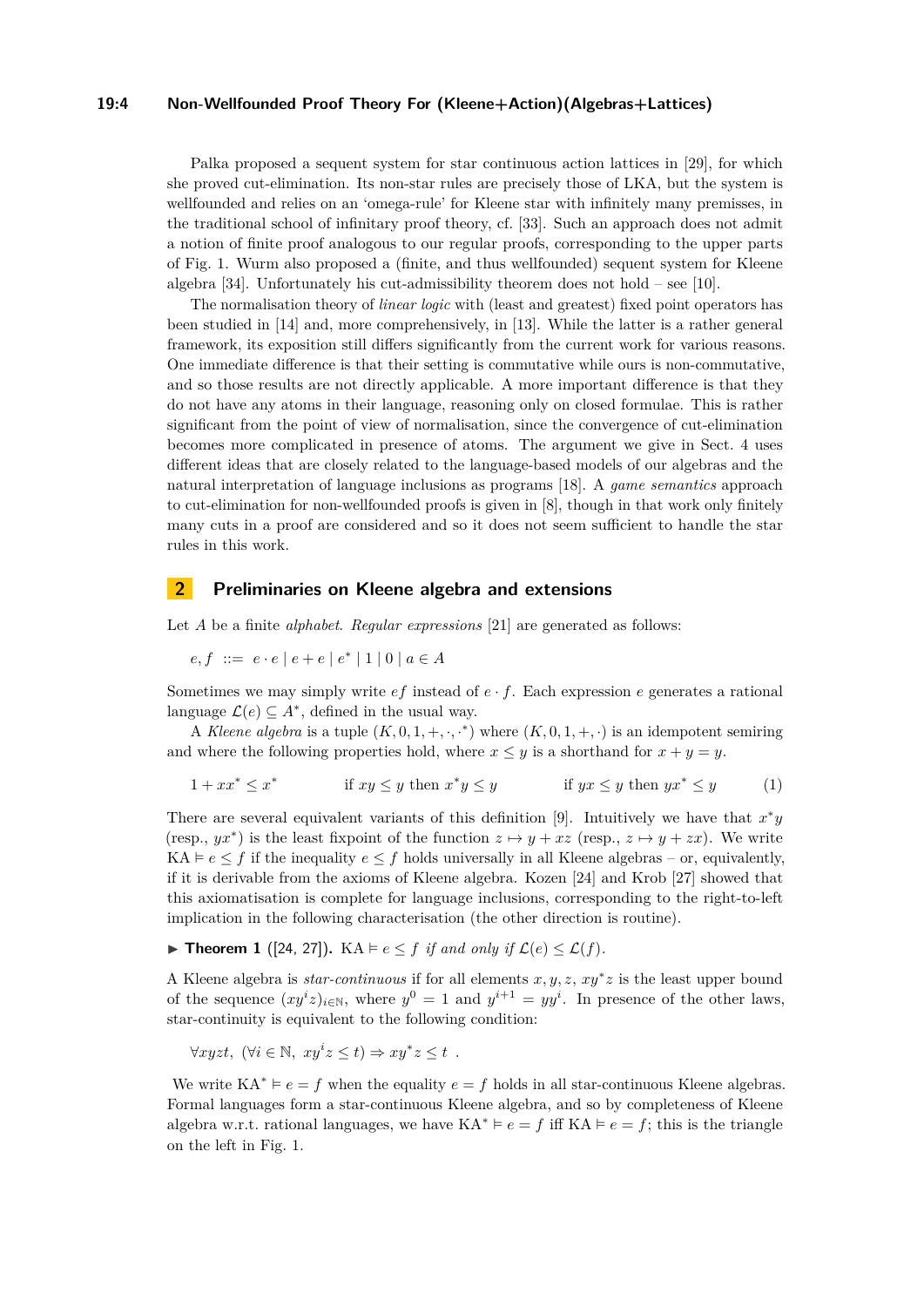Palka proposed a sequent system for star continuous action lattices in [29], for which she proved cut-elimination. Its non-star rules are precisely those of LKA, but the system is wellfounded and relies on an 'omega-rule' for Kleene star with infinitely many premisses, in the traditional school of infinitary proof theory, cf. [33]. Such an approach does not admit a notion of finite proof analogous to our regular proofs, corresponding to the upper parts of Fig. 1. Wurm also proposed a (finite, and thus wellfounded) sequent system for Kleene algebra [34]. Unfortunately his cut-admissibility theorem does not hold – see [10].

The normalisation theory of *linear logic* with (least and greatest) fixed point operators has been studied in [14] and, more comprehensively, in [13]. While the latter is a rather general framework, its exposition still differs significantly from the current work for various reasons. One immediate difference is that their setting is commutative while ours is non-commutative, and so those results are not directly applicable. A more important difference is that they do not have any atoms in their language, reasoning only on closed formulae. This is rather significant from the point of view of normalisation, since the convergence of cut-elimination becomes more complicated in presence of atoms. The argument we give in Sect. 4 uses different ideas that are closely related to the language-based models of our algebras and the natural interpretation of language inclusions as programs [18]. A *game semantics* approach to cut-elimination for non-wellfounded proofs is given in [8], though in that work only finitely many cuts in a proof are considered and so it does not seem sufficient to handle the star rules in this work.

## 2 Preliminaries on Kleene algebra and extensions

Let $A$ be a finite *alphabet*. *Regular expressions* [21] are generated as follows:

$$e, f \;::=\; e \cdot e \mid e + e \mid e^* \mid 1 \mid 0 \mid a \in A$$

Sometimes we may simply write $ef$ instead of $e \cdot f$. Each expression $e$ generates a rational language $\mathcal{L}(e) \subseteq A^*$, defined in the usual way.

A *Kleene algebra* is a tuple $(K, 0, 1, +, \cdot, \cdot^*)$ where $(K, 0, 1, +, \cdot)$ is an idempotent semiring and where the following properties hold, where $x \leq y$ is a shorthand for $x + y = y$.

$$1 + xx^* \leq x^* \qquad \text{if } xy \leq y \text{ then } x^*y \leq y \qquad \text{if } yx \leq y \text{ then } yx^* \leq y \tag{1}$$

There are several equivalent variants of this definition [9]. Intuitively we have that $x^*y$ (resp., $yx^*$) is the least fixpoint of the function $z \mapsto y + xz$ (resp., $z \mapsto y + zx$). We write $\mathrm{KA} \vDash e \leq f$ if the inequality $e \leq f$ holds universally in all Kleene algebras – or, equivalently, if it is derivable from the axioms of Kleene algebra. Kozen [24] and Krob [27] showed that this axiomatisation is complete for language inclusions, corresponding to the right-to-left implication in the following characterisation (the other direction is routine).

▶ **Theorem 1** ([24, 27]). $\mathrm{KA} \vDash e \leq f$ *if and only if* $\mathcal{L}(e) \leq \mathcal{L}(f)$.

A Kleene algebra is *star-continuous* if for all elements $x, y, z$, $xy^*z$ is the least upper bound of the sequence $(xy^iz)_{i\in\mathbb{N}}$, where $y^0 = 1$ and $y^{i+1} = yy^i$. In presence of the other laws, star-continuity is equivalent to the following condition:

$$\forall xyzt,\ (\forall i \in \mathbb{N},\ xy^iz \leq t) \Rightarrow xy^*z \leq t \ .$$

We write $\mathrm{KA}^* \vDash e = f$ when the equality $e = f$ holds in all star-continuous Kleene algebras. Formal languages form a star-continuous Kleene algebra, and so by completeness of Kleene algebra w.r.t. rational languages, we have $\mathrm{KA}^* \vDash e = f$ iff $\mathrm{KA} \vDash e = f$; this is the triangle on the left in Fig. 1.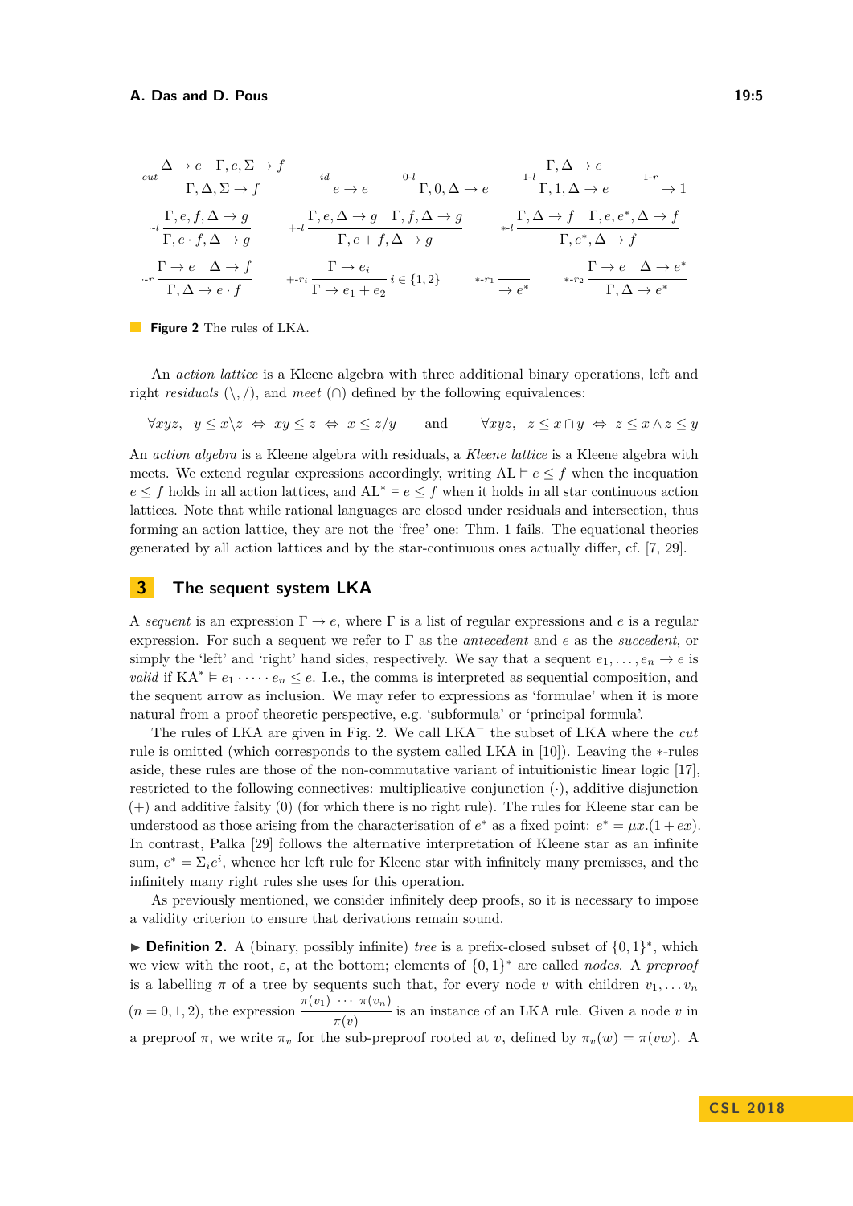$$\frac{\Delta \to e \quad \Gamma, e, \Sigma \to f}{\Gamma, \Delta, \Sigma \to f}\,\textit{cut} \qquad \frac{}{e \to e}\,\textit{id} \qquad \frac{}{\Gamma, 0, \Delta \to e}\,\textit{0-l} \qquad \frac{\Gamma, \Delta \to e}{\Gamma, 1, \Delta \to e}\,\textit{1-l} \qquad \frac{}{\to 1}\,\textit{1-r}$$

$$\frac{\Gamma, e, f, \Delta \to g}{\Gamma, e \cdot f, \Delta \to g}\,\cdot\text{-}l \qquad \frac{\Gamma, e, \Delta \to g \quad \Gamma, f, \Delta \to g}{\Gamma, e + f, \Delta \to g}\,+\text{-}l \qquad \frac{\Gamma, \Delta \to f \quad \Gamma, e, e^*, \Delta \to f}{\Gamma, e^*, \Delta \to f}\,*\text{-}l$$

$$\frac{\Gamma \to e \quad \Delta \to f}{\Gamma, \Delta \to e \cdot f}\,\cdot\text{-}r \qquad \frac{\Gamma \to e_i}{\Gamma \to e_1 + e_2}\,+\text{-}r_i\; i \in \{1, 2\} \qquad \frac{}{\to e^*}\,*\text{-}r_1 \qquad \frac{\Gamma \to e \quad \Delta \to e^*}{\Gamma, \Delta \to e^*}\,*\text{-}r_2$$

**Figure 2** The rules of LKA.

An *action lattice* is a Kleene algebra with three additional binary operations, left and right *residuals* ($\backslash, /$), and *meet* ($\cap$) defined by the following equivalences:

$$\forall xyz, \quad y \leq x \backslash z \;\Leftrightarrow\; xy \leq z \;\Leftrightarrow\; x \leq z/y \qquad \text{and} \qquad \forall xyz, \quad z \leq x \cap y \;\Leftrightarrow\; z \leq x \wedge z \leq y$$

An *action algebra* is a Kleene algebra with residuals, a *Kleene lattice* is a Kleene algebra with meets. We extend regular expressions accordingly, writing $\mathrm{AL} \vDash e \leq f$ when the inequation $e \leq f$ holds in all action lattices, and $\mathrm{AL}^* \vDash e \leq f$ when it holds in all star continuous action lattices. Note that while rational languages are closed under residuals and intersection, thus forming an action lattice, they are not the 'free' one: Thm. 1 fails. The equational theories generated by all action lattices and by the star-continuous ones actually differ, cf. [7, 29].

## 3 The sequent system LKA

A *sequent* is an expression $\Gamma \to e$, where $\Gamma$ is a list of regular expressions and $e$ is a regular expression. For such a sequent we refer to $\Gamma$ as the *antecedent* and $e$ as the *succedent*, or simply the 'left' and 'right' hand sides, respectively. We say that a sequent $e_1, \ldots, e_n \to e$ is *valid* if $\mathrm{KA}^* \vDash e_1 \cdot \cdots \cdot e_n \leq e$. I.e., the comma is interpreted as sequential composition, and the sequent arrow as inclusion. We may refer to expressions as 'formulae' when it is more natural from a proof theoretic perspective, e.g. 'subformula' or 'principal formula'.

The rules of LKA are given in Fig. 2. We call $\mathrm{LKA}^-$ the subset of LKA where the *cut* rule is omitted (which corresponds to the system called LKA in [10]). Leaving the $*$-rules aside, these rules are those of the non-commutative variant of intuitionistic linear logic [17], restricted to the following connectives: multiplicative conjunction ($\cdot$), additive disjunction ($+$) and additive falsity ($0$) (for which there is no right rule). The rules for Kleene star can be understood as those arising from the characterisation of $e^*$ as a fixed point: $e^* = \mu x.(1 + ex)$. In contrast, Palka [29] follows the alternative interpretation of Kleene star as an infinite sum, $e^* = \Sigma_i e^i$, whence her left rule for Kleene star with infinitely many premisses, and the infinitely many right rules she uses for this operation.

As previously mentioned, we consider infinitely deep proofs, so it is necessary to impose a validity criterion to ensure that derivations remain sound.

▶ **Definition 2.** A (binary, possibly infinite) *tree* is a prefix-closed subset of $\{0, 1\}^*$, which we view with the root, $\varepsilon$, at the bottom; elements of $\{0, 1\}^*$ are called *nodes*. A *preproof* is a labelling $\pi$ of a tree by sequents such that, for every node $v$ with children $v_1, \ldots v_n$ ($n = 0, 1, 2$), the expression $\dfrac{\pi(v_1) \;\cdots\; \pi(v_n)}{\pi(v)}$ is an instance of an LKA rule. Given a node $v$ in a preproof $\pi$, we write $\pi_v$ for the sub-preproof rooted at $v$, defined by $\pi_v(w) = \pi(vw)$. A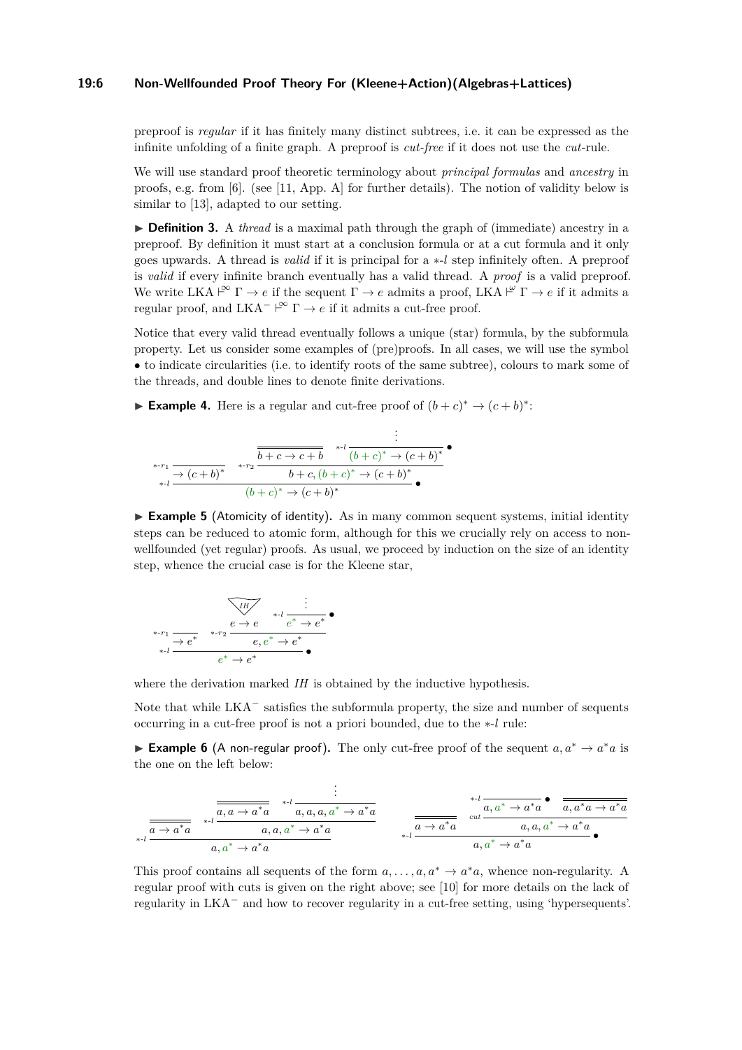preproof is *regular* if it has finitely many distinct subtrees, i.e. it can be expressed as the infinite unfolding of a finite graph. A preproof is *cut-free* if it does not use the *cut*-rule.

We will use standard proof theoretic terminology about *principal formulas* and *ancestry* in proofs, e.g. from [6]. (see [11, App. A] for further details). The notion of validity below is similar to [13], adapted to our setting.

▶ **Definition 3.** A *thread* is a maximal path through the graph of (immediate) ancestry in a preproof. By definition it must start at a conclusion formula or at a cut formula and it only goes upwards. A thread is *valid* if it is principal for a $*$-$l$ step infinitely often. A preproof is *valid* if every infinite branch eventually has a valid thread. A *proof* is a valid preproof. We write $\mathrm{LKA} \vdash^{\infty} \Gamma \to e$ if the sequent $\Gamma \to e$ admits a proof, $\mathrm{LKA} \vdash^{\omega} \Gamma \to e$ if it admits a regular proof, and $\mathrm{LKA}^{-} \vdash^{\infty} \Gamma \to e$ if it admits a cut-free proof.

Notice that every valid thread eventually follows a unique (star) formula, by the subformula property. Let us consider some examples of (pre)proofs. In all cases, we will use the symbol $\bullet$ to indicate circularities (i.e. to identify roots of the same subtree), colours to mark some of the threads, and double lines to denote finite derivations.

▶ **Example 4.** Here is a regular and cut-free proof of $(b+c)^* \to (c+b)^*$:

$$
\dfrac{
  \dfrac{}{\to (c+b)^*}\,{*\text{-}r_1}
  \qquad
  \dfrac{
    \overline{\overline{b+c \to c+b}}
    \qquad
    \dfrac{\vdots}{(b+c)^* \to (c+b)^*}\,{*\text{-}l}\ \bullet
  }{b+c, (b+c)^* \to (c+b)^*}\,{*\text{-}r_2}
}{(b+c)^* \to (c+b)^*}\,{*\text{-}l}\ \bullet
$$

▶ **Example 5** (Atomicity of identity)**.** As in many common sequent systems, initial identity steps can be reduced to atomic form, although for this we crucially rely on access to non-wellfounded (yet regular) proofs. As usual, we proceed by induction on the size of an identity step, whence the crucial case is for the Kleene star,

$$
\dfrac{
  \dfrac{}{\to e^*}\,{*\text{-}r_1}
  \qquad
  \dfrac{
    \dfrac{IH}{e \to e}
    \qquad
    \dfrac{\vdots}{e^* \to e^*}\,{*\text{-}l}\ \bullet
  }{e, e^* \to e^*}\,{*\text{-}r_2}
}{e^* \to e^*}\,{*\text{-}l}\ \bullet
$$

where the derivation marked *IH* is obtained by the inductive hypothesis.

Note that while $\mathrm{LKA}^{-}$ satisfies the subformula property, the size and number of sequents occurring in a cut-free proof is not a priori bounded, due to the $*$-$l$ rule:

▶ **Example 6** (A non-regular proof)**.** The only cut-free proof of the sequent $a, a^* \to a^*a$ is the one on the left below:

$$
\dfrac{
  \overline{\overline{a \to a^*a}}
  \qquad
  \dfrac{
    \overline{\overline{a, a \to a^*a}}
    \qquad
    \dfrac{\vdots}{a, a, a, a^* \to a^*a}\,{*\text{-}l}
  }{a, a, a^* \to a^*a}\,{*\text{-}l}
}{a, a^* \to a^*a}\,{*\text{-}l}
\qquad\qquad
\dfrac{
  \overline{\overline{a \to a^*a}}
  \qquad
  \dfrac{
    \dfrac{}{a, a^* \to a^*a}\,{*\text{-}l}\ \bullet
    \qquad
    \overline{\overline{a, a^*a \to a^*a}}
  }{a, a, a^* \to a^*a}\,{cut}
}{a, a^* \to a^*a}\,{*\text{-}l}\ \bullet
$$

This proof contains all sequents of the form $a, \ldots, a, a^* \to a^*a$, whence non-regularity. A regular proof with cuts is given on the right above; see [10] for more details on the lack of regularity in $\mathrm{LKA}^{-}$ and how to recover regularity in a cut-free setting, using 'hypersequents'.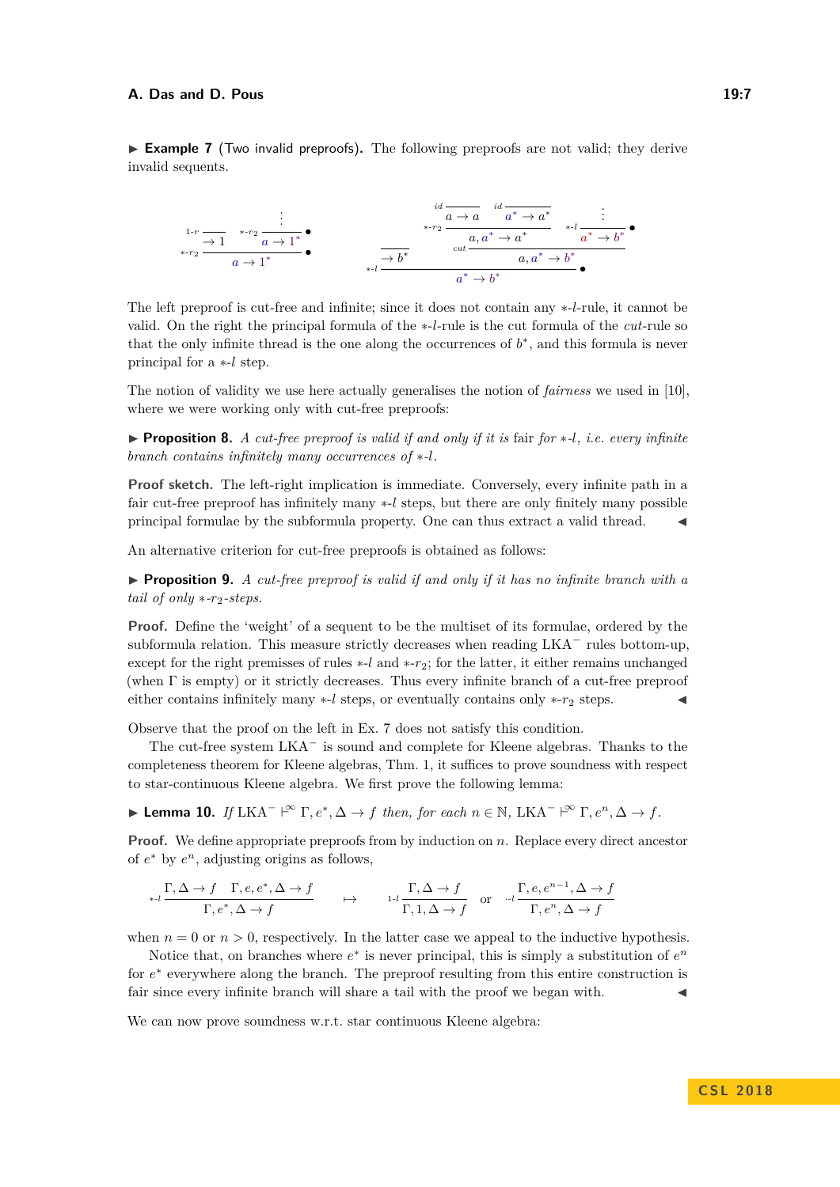▶ **Example 7** (Two invalid preproofs). The following preproofs are not valid; they derive invalid sequents.

$$
\dfrac{\dfrac{}{\to 1}\,1\text{-}r \qquad \dfrac{\vdots}{a \to 1^*}\,{*}\text{-}r_2\;\bullet}{a \to 1^*}\,{*}\text{-}r_2\;\bullet
\qquad\qquad
\dfrac{\dfrac{}{\to b^*} \qquad \dfrac{\dfrac{\dfrac{}{a \to a}\,id \qquad \dfrac{}{a^* \to a^*}\,id}{a, a^* \to a^*}\,{*}\text{-}r_2 \qquad \dfrac{\vdots}{a^* \to b^*}\,{*}\text{-}l\;\bullet}{a, a^* \to b^*}\,cut}{a^* \to b^*}\,{*}\text{-}l\;\bullet
$$

The left preproof is cut-free and infinite; since it does not contain any $*$-$l$-rule, it cannot be valid. On the right the principal formula of the $*$-$l$-rule is the cut formula of the *cut*-rule so that the only infinite thread is the one along the occurrences of $b^*$, and this formula is never principal for a $*$-$l$ step.

The notion of validity we use here actually generalises the notion of *fairness* we used in [10], where we were working only with cut-free preproofs:

▶ **Proposition 8.** *A cut-free preproof is valid if and only if it is* fair *for $*$-$l$, i.e. every infinite branch contains infinitely many occurrences of $*$-$l$.*

**Proof sketch.** The left-right implication is immediate. Conversely, every infinite path in a fair cut-free preproof has infinitely many $*$-$l$ steps, but there are only finitely many possible principal formulae by the subformula property. One can thus extract a valid thread. ◀

An alternative criterion for cut-free preproofs is obtained as follows:

▶ **Proposition 9.** *A cut-free preproof is valid if and only if it has no infinite branch with a tail of only $*$-$r_2$-steps.*

**Proof.** Define the 'weight' of a sequent to be the multiset of its formulae, ordered by the subformula relation. This measure strictly decreases when reading $\mathrm{LKA}^-$ rules bottom-up, except for the right premisses of rules $*$-$l$ and $*$-$r_2$; for the latter, it either remains unchanged (when $\Gamma$ is empty) or it strictly decreases. Thus every infinite branch of a cut-free preproof either contains infinitely many $*$-$l$ steps, or eventually contains only $*$-$r_2$ steps. ◀

Observe that the proof on the left in Ex. 7 does not satisfy this condition.

The cut-free system $\mathrm{LKA}^-$ is sound and complete for Kleene algebras. Thanks to the completeness theorem for Kleene algebras, Thm. 1, it suffices to prove soundness with respect to star-continuous Kleene algebra. We first prove the following lemma:

▶ **Lemma 10.** *If $\mathrm{LKA}^- \vdash^\infty \Gamma, e^*, \Delta \to f$ then, for each $n \in \mathbb{N}$, $\mathrm{LKA}^- \vdash^\infty \Gamma, e^n, \Delta \to f$.*

**Proof.** We define appropriate preproofs from by induction on $n$. Replace every direct ancestor of $e^*$ by $e^n$, adjusting origins as follows,

$$
{*}\text{-}l\,\dfrac{\Gamma, \Delta \to f \quad \Gamma, e, e^*, \Delta \to f}{\Gamma, e^*, \Delta \to f} \quad \mapsto \quad 1\text{-}l\,\dfrac{\Gamma, \Delta \to f}{\Gamma, 1, \Delta \to f} \quad \text{or} \quad \cdot\text{-}l\,\dfrac{\Gamma, e, e^{n-1}, \Delta \to f}{\Gamma, e^n, \Delta \to f}
$$

when $n = 0$ or $n > 0$, respectively. In the latter case we appeal to the inductive hypothesis.

Notice that, on branches where $e^*$ is never principal, this is simply a substitution of $e^n$ for $e^*$ everywhere along the branch. The preproof resulting from this entire construction is fair since every infinite branch will share a tail with the proof we began with. ◀

We can now prove soundness w.r.t. star continuous Kleene algebra: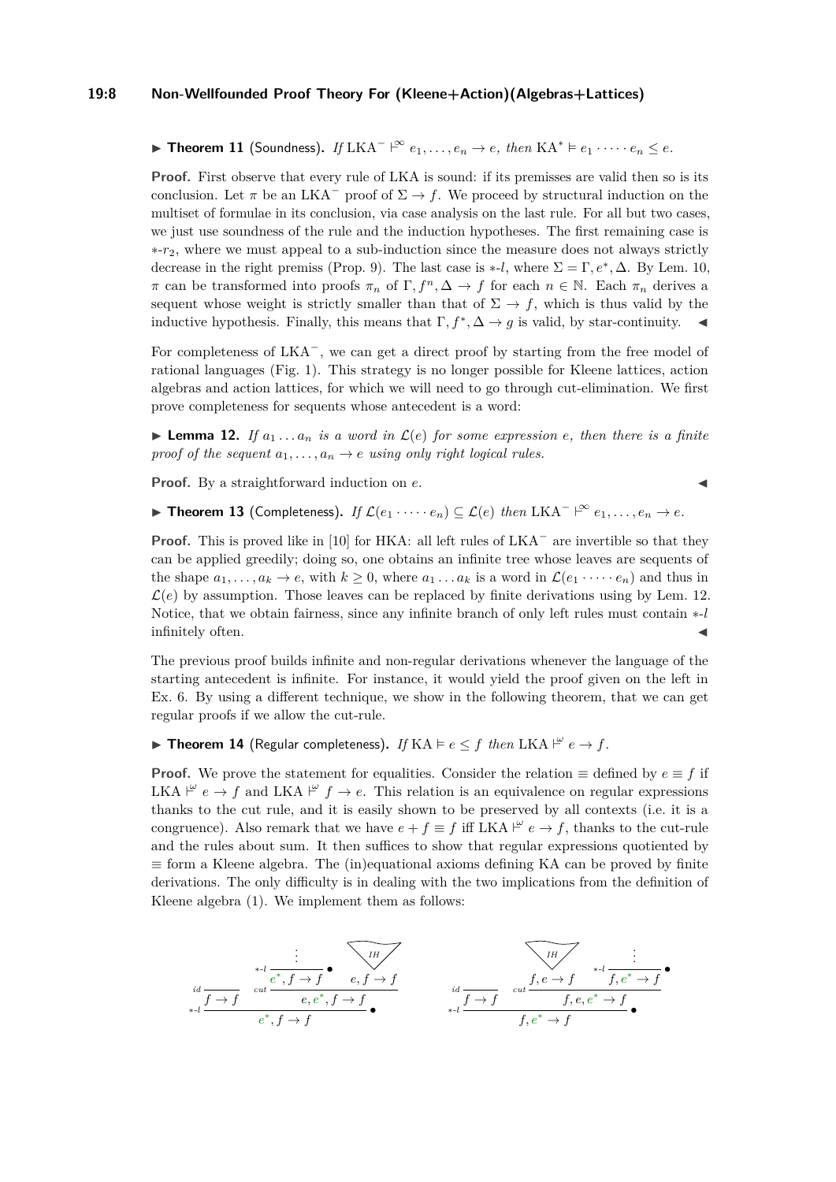▶ **Theorem 11** (Soundness). *If* $\mathrm{LKA}^- \vdash^\infty e_1, \ldots, e_n \to e$*, then* $\mathrm{KA}^* \models e_1 \cdot \cdots \cdot e_n \leq e$.

**Proof.** First observe that every rule of LKA is sound: if its premisses are valid then so is its conclusion. Let $\pi$ be an $\mathrm{LKA}^-$ proof of $\Sigma \to f$. We proceed by structural induction on the multiset of formulae in its conclusion, via case analysis on the last rule. For all but two cases, we just use soundness of the rule and the induction hypotheses. The first remaining case is $*$-$r_2$, where we must appeal to a sub-induction since the measure does not always strictly decrease in the right premiss (Prop. 9). The last case is $*$-$l$, where $\Sigma = \Gamma, e^*, \Delta$. By Lem. 10, $\pi$ can be transformed into proofs $\pi_n$ of $\Gamma, f^n, \Delta \to f$ for each $n \in \mathbb{N}$. Each $\pi_n$ derives a sequent whose weight is strictly smaller than that of $\Sigma \to f$, which is thus valid by the inductive hypothesis. Finally, this means that $\Gamma, f^*, \Delta \to g$ is valid, by star-continuity. ◀

For completeness of $\mathrm{LKA}^-$, we can get a direct proof by starting from the free model of rational languages (Fig. 1). This strategy is no longer possible for Kleene lattices, action algebras and action lattices, for which we will need to go through cut-elimination. We first prove completeness for sequents whose antecedent is a word:

▶ **Lemma 12.** *If* $a_1 \ldots a_n$ *is a word in* $\mathcal{L}(e)$ *for some expression* $e$*, then there is a finite proof of the sequent* $a_1, \ldots, a_n \to e$ *using only right logical rules.*

**Proof.** By a straightforward induction on $e$. ◀

▶ **Theorem 13** (Completeness). *If* $\mathcal{L}(e_1 \cdot \cdots \cdot e_n) \subseteq \mathcal{L}(e)$ *then* $\mathrm{LKA}^- \vdash^\infty e_1, \ldots, e_n \to e$.

**Proof.** This is proved like in [10] for HKA: all left rules of $\mathrm{LKA}^-$ are invertible so that they can be applied greedily; doing so, one obtains an infinite tree whose leaves are sequents of the shape $a_1, \ldots, a_k \to e$, with $k \geq 0$, where $a_1 \ldots a_k$ is a word in $\mathcal{L}(e_1 \cdot \cdots \cdot e_n)$ and thus in $\mathcal{L}(e)$ by assumption. Those leaves can be replaced by finite derivations using by Lem. 12. Notice, that we obtain fairness, since any infinite branch of only left rules must contain $*$-$l$ infinitely often. ◀

The previous proof builds infinite and non-regular derivations whenever the language of the starting antecedent is infinite. For instance, it would yield the proof given on the left in Ex. 6. By using a different technique, we show in the following theorem, that we can get regular proofs if we allow the cut-rule.

▶ **Theorem 14** (Regular completeness). *If* $\mathrm{KA} \models e \leq f$ *then* $\mathrm{LKA} \vdash^\omega e \to f$.

**Proof.** We prove the statement for equalities. Consider the relation $\equiv$ defined by $e \equiv f$ if $\mathrm{LKA} \vdash^\omega e \to f$ and $\mathrm{LKA} \vdash^\omega f \to e$. This relation is an equivalence on regular expressions thanks to the cut rule, and it is easily shown to be preserved by all contexts (i.e. it is a congruence). Also remark that we have $e + f \equiv f$ iff $\mathrm{LKA} \vdash^\omega e \to f$, thanks to the cut-rule and the rules about sum. It then suffices to show that regular expressions quotiented by $\equiv$ form a Kleene algebra. The (in)equational axioms defining KA can be proved by finite derivations. The only difficulty is in dealing with the two implications from the definition of Kleene algebra (1). We implement them as follows:

$$
\dfrac{\dfrac{}{f \to f}\,id \qquad \dfrac{\dfrac{\vdots}{e^*, f \to f}\,{*\text{-}l}\,\bullet \qquad \dfrac{IH}{e, f \to f}}{e, e^*, f \to f}\,cut}{e^*, f \to f}\,{*\text{-}l}\,\bullet
\qquad\qquad
\dfrac{\dfrac{}{f \to f}\,id \qquad \dfrac{\dfrac{IH}{f, e \to f} \qquad \dfrac{\vdots}{f, e^* \to f}\,{*\text{-}l}\,\bullet}{f, e, e^* \to f}\,cut}{f, e^* \to f}\,{*\text{-}l}\,\bullet
$$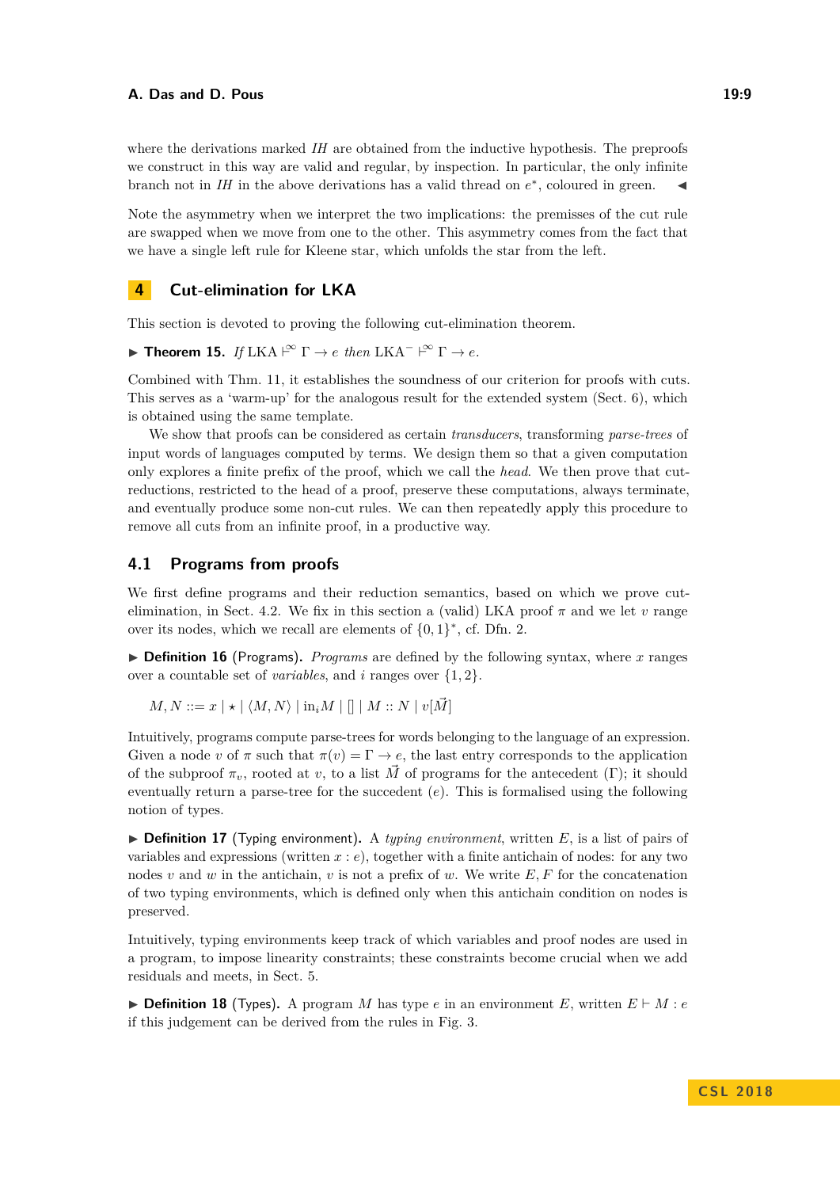where the derivations marked *IH* are obtained from the inductive hypothesis. The preproofs we construct in this way are valid and regular, by inspection. In particular, the only infinite branch not in *IH* in the above derivations has a valid thread on $e^*$, coloured in green. ◀

Note the asymmetry when we interpret the two implications: the premisses of the cut rule are swapped when we move from one to the other. This asymmetry comes from the fact that we have a single left rule for Kleene star, which unfolds the star from the left.

## 4 Cut-elimination for LKA

This section is devoted to proving the following cut-elimination theorem.

▶ **Theorem 15.** *If* $\mathrm{LKA} \vdash^{\infty} \Gamma \to e$ *then* $\mathrm{LKA}^{-} \vdash^{\infty} \Gamma \to e$.

Combined with Thm. 11, it establishes the soundness of our criterion for proofs with cuts. This serves as a 'warm-up' for the analogous result for the extended system (Sect. 6), which is obtained using the same template.

We show that proofs can be considered as certain *transducers*, transforming *parse-trees* of input words of languages computed by terms. We design them so that a given computation only explores a finite prefix of the proof, which we call the *head*. We then prove that cut-reductions, restricted to the head of a proof, preserve these computations, always terminate, and eventually produce some non-cut rules. We can then repeatedly apply this procedure to remove all cuts from an infinite proof, in a productive way.

### 4.1 Programs from proofs

We first define programs and their reduction semantics, based on which we prove cut-elimination, in Sect. 4.2. We fix in this section a (valid) LKA proof $\pi$ and we let $v$ range over its nodes, which we recall are elements of $\{0,1\}^*$, cf. Dfn. 2.

▶ **Definition 16** (Programs). *Programs* are defined by the following syntax, where $x$ ranges over a countable set of *variables*, and $i$ ranges over $\{1,2\}$.

$$M, N ::= x \mid \star \mid \langle M, N\rangle \mid \mathrm{in}_i M \mid [] \mid M :: N \mid v[\vec{M}]$$

Intuitively, programs compute parse-trees for words belonging to the language of an expression. Given a node $v$ of $\pi$ such that $\pi(v) = \Gamma \to e$, the last entry corresponds to the application of the subproof $\pi_v$, rooted at $v$, to a list $\vec{M}$ of programs for the antecedent ($\Gamma$); it should eventually return a parse-tree for the succedent ($e$). This is formalised using the following notion of types.

▶ **Definition 17** (Typing environment). A *typing environment*, written $E$, is a list of pairs of variables and expressions (written $x : e$), together with a finite antichain of nodes: for any two nodes $v$ and $w$ in the antichain, $v$ is not a prefix of $w$. We write $E, F$ for the concatenation of two typing environments, which is defined only when this antichain condition on nodes is preserved.

Intuitively, typing environments keep track of which variables and proof nodes are used in a program, to impose linearity constraints; these constraints become crucial when we add residuals and meets, in Sect. 5.

▶ **Definition 18** (Types). A program $M$ has type $e$ in an environment $E$, written $E \vdash M : e$ if this judgement can be derived from the rules in Fig. 3.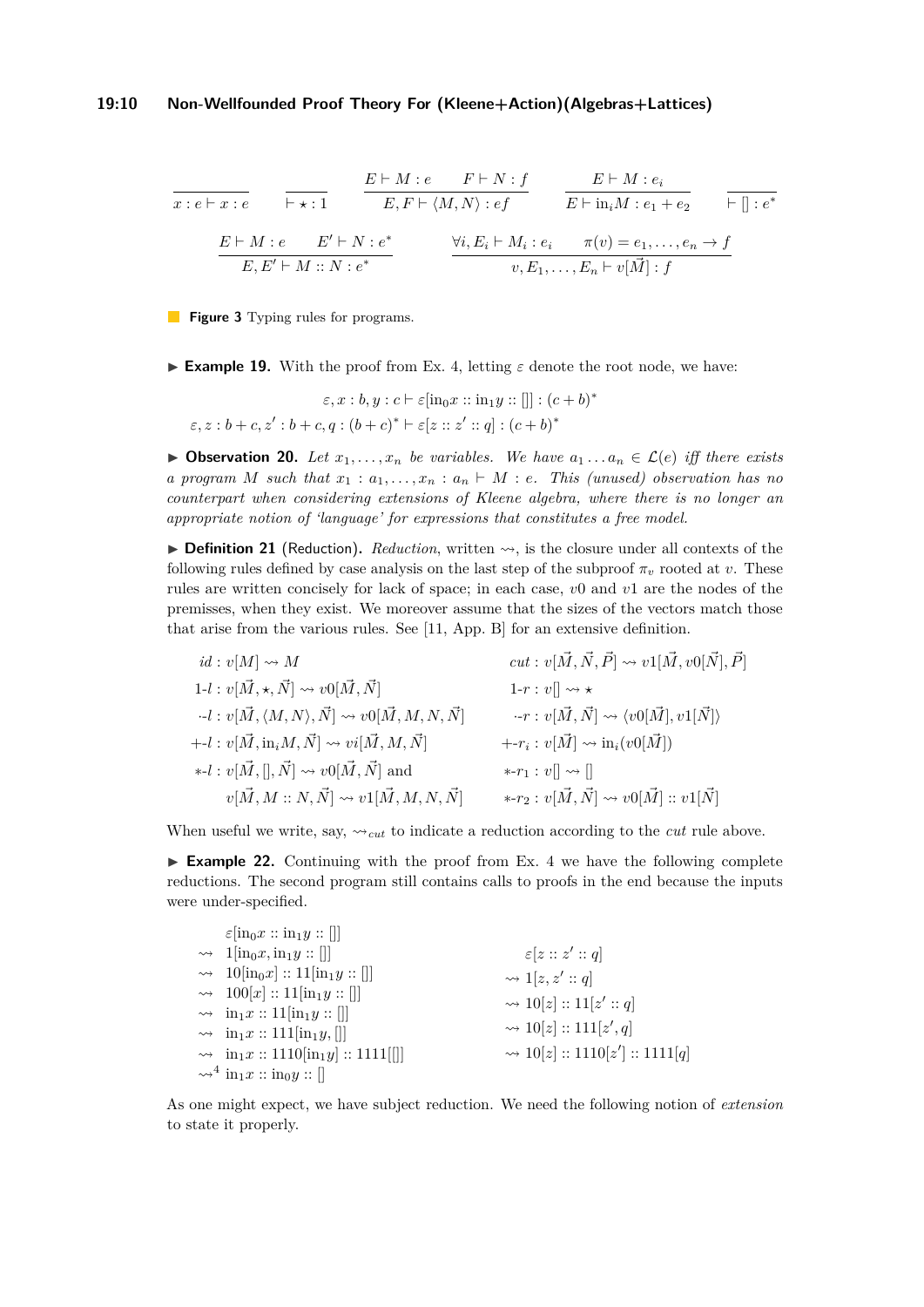$$\frac{}{x:e \vdash x:e} \qquad \frac{}{\vdash \star : 1} \qquad \frac{E \vdash M : e \qquad F \vdash N : f}{E, F \vdash \langle M, N\rangle : ef} \qquad \frac{E \vdash M : e_i}{E \vdash \mathrm{in}_i M : e_1 + e_2} \qquad \frac{}{\vdash [] : e^*}$$

$$\frac{E \vdash M : e \qquad E' \vdash N : e^*}{E, E' \vdash M :: N : e^*} \qquad \frac{\forall i, E_i \vdash M_i : e_i \qquad \pi(v) = e_1, \ldots, e_n \to f}{v, E_1, \ldots, E_n \vdash v[\vec{M}] : f}$$

**Figure 3** Typing rules for programs.

▶ **Example 19.** With the proof from Ex. 4, letting $\varepsilon$ denote the root node, we have:

$$\varepsilon, x : b, y : c \vdash \varepsilon[\mathrm{in}_0 x :: \mathrm{in}_1 y :: []] : (c+b)^*$$
$$\varepsilon, z : b+c, z' : b+c, q : (b+c)^* \vdash \varepsilon[z :: z' :: q] : (c+b)^*$$

▶ **Observation 20.** *Let $x_1, \ldots, x_n$ be variables. We have $a_1 \ldots a_n \in \mathcal{L}(e)$ iff there exists a program $M$ such that $x_1 : a_1, \ldots, x_n : a_n \vdash M : e$. This (unused) observation has no counterpart when considering extensions of Kleene algebra, where there is no longer an appropriate notion of 'language' for expressions that constitutes a free model.*

▶ **Definition 21** (Reduction). *Reduction*, written $\rightsquigarrow$, is the closure under all contexts of the following rules defined by case analysis on the last step of the subproof $\pi_v$ rooted at $v$. These rules are written concisely for lack of space; in each case, $v0$ and $v1$ are the nodes of the premisses, when they exist. We moreover assume that the sizes of the vectors match those that arise from the various rules. See [11, App. B] for an extensive definition.

$$\begin{array}{ll}
id : v[M] \rightsquigarrow M & cut : v[\vec{M}, \vec{N}, \vec{P}] \rightsquigarrow v1[\vec{M}, v0[\vec{N}], \vec{P}] \\
1\text{-}l : v[\vec{M}, \star, \vec{N}] \rightsquigarrow v0[\vec{M}, \vec{N}] & 1\text{-}r : v[] \rightsquigarrow \star \\
\cdot\text{-}l : v[\vec{M}, \langle M, N\rangle, \vec{N}] \rightsquigarrow v0[\vec{M}, M, N, \vec{N}] & \cdot\text{-}r : v[\vec{M}, \vec{N}] \rightsquigarrow \langle v0[\vec{M}], v1[\vec{N}]\rangle \\
+\text{-}l : v[\vec{M}, \mathrm{in}_i M, \vec{N}] \rightsquigarrow vi[\vec{M}, M, \vec{N}] & +\text{-}r_i : v[\vec{M}] \rightsquigarrow \mathrm{in}_i(v0[\vec{M}]) \\
*\text{-}l : v[\vec{M}, [], \vec{N}] \rightsquigarrow v0[\vec{M}, \vec{N}] \text{ and} & *\text{-}r_1 : v[] \rightsquigarrow [] \\
\quad\;\; v[\vec{M}, M :: N, \vec{N}] \rightsquigarrow v1[\vec{M}, M, N, \vec{N}] & *\text{-}r_2 : v[\vec{M}, \vec{N}] \rightsquigarrow v0[\vec{M}] :: v1[\vec{N}]
\end{array}$$

When useful we write, say, $\rightsquigarrow_{cut}$ to indicate a reduction according to the *cut* rule above.

▶ **Example 22.** Continuing with the proof from Ex. 4 we have the following complete reductions. The second program still contains calls to proofs in the end because the inputs were under-specified.

$$\begin{array}{ll}
\quad\; \varepsilon[\mathrm{in}_0 x :: \mathrm{in}_1 y :: []] & \\
\rightsquigarrow\; 1[\mathrm{in}_0 x, \mathrm{in}_1 y :: []] & \quad\; \varepsilon[z :: z' :: q] \\
\rightsquigarrow\; 10[\mathrm{in}_0 x] :: 11[\mathrm{in}_1 y :: []] & \rightsquigarrow 1[z, z' :: q] \\
\rightsquigarrow\; 100[x] :: 11[\mathrm{in}_1 y :: []] & \rightsquigarrow 10[z] :: 11[z' :: q] \\
\rightsquigarrow\; \mathrm{in}_1 x :: 11[\mathrm{in}_1 y :: []] & \rightsquigarrow 10[z] :: 111[z', q] \\
\rightsquigarrow\; \mathrm{in}_1 x :: 111[\mathrm{in}_1 y, []] & \rightsquigarrow 10[z] :: 1110[z'] :: 1111[q] \\
\rightsquigarrow\; \mathrm{in}_1 x :: 1110[\mathrm{in}_1 y] :: 1111[[]] & \\
\rightsquigarrow^4 \mathrm{in}_1 x :: \mathrm{in}_0 y :: [] &
\end{array}$$

As one might expect, we have subject reduction. We need the following notion of *extension* to state it properly.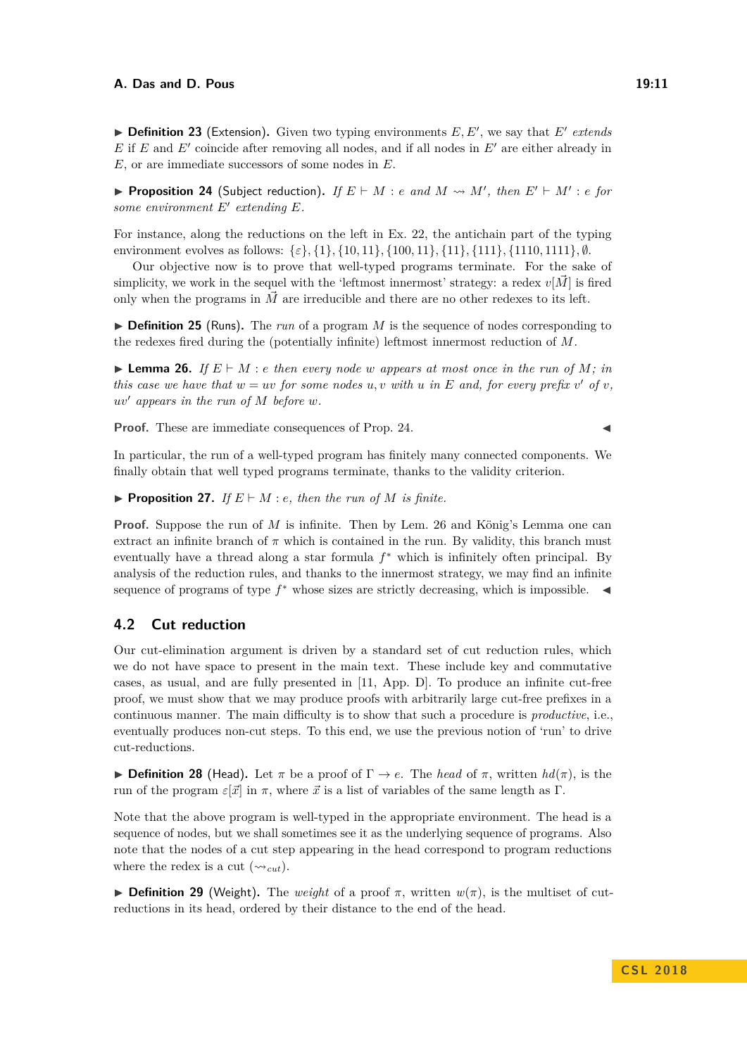▶ **Definition 23** (Extension). Given two typing environments $E, E'$, we say that $E'$ *extends* $E$ if $E$ and $E'$ coincide after removing all nodes, and if all nodes in $E'$ are either already in $E$, or are immediate successors of some nodes in $E$.

▶ **Proposition 24** (Subject reduction). *If $E \vdash M : e$ and $M \leadsto M'$, then $E' \vdash M' : e$ for some environment $E'$ extending $E$.*

For instance, along the reductions on the left in Ex. 22, the antichain part of the typing environment evolves as follows: $\{\varepsilon\}, \{1\}, \{10, 11\}, \{100, 11\}, \{11\}, \{111\}, \{1110, 1111\}, \emptyset$.

Our objective now is to prove that well-typed programs terminate. For the sake of simplicity, we work in the sequel with the 'leftmost innermost' strategy: a redex $v[\vec{M}]$ is fired only when the programs in $\vec{M}$ are irreducible and there are no other redexes to its left.

▶ **Definition 25** (Runs). The *run* of a program $M$ is the sequence of nodes corresponding to the redexes fired during the (potentially infinite) leftmost innermost reduction of $M$.

▶ **Lemma 26.** *If $E \vdash M : e$ then every node $w$ appears at most once in the run of $M$; in this case we have that $w = uv$ for some nodes $u, v$ with $u$ in $E$ and, for every prefix $v'$ of $v$, $uv'$ appears in the run of $M$ before $w$.*

**Proof.** These are immediate consequences of Prop. 24. ◀

In particular, the run of a well-typed program has finitely many connected components. We finally obtain that well typed programs terminate, thanks to the validity criterion.

▶ **Proposition 27.** *If $E \vdash M : e$, then the run of $M$ is finite.*

**Proof.** Suppose the run of $M$ is infinite. Then by Lem. 26 and König's Lemma one can extract an infinite branch of $\pi$ which is contained in the run. By validity, this branch must eventually have a thread along a star formula $f^*$ which is infinitely often principal. By analysis of the reduction rules, and thanks to the innermost strategy, we may find an infinite sequence of programs of type $f^*$ whose sizes are strictly decreasing, which is impossible. ◀

## 4.2 Cut reduction

Our cut-elimination argument is driven by a standard set of cut reduction rules, which we do not have space to present in the main text. These include key and commutative cases, as usual, and are fully presented in [11, App. D]. To produce an infinite cut-free proof, we must show that we may produce proofs with arbitrarily large cut-free prefixes in a continuous manner. The main difficulty is to show that such a procedure is *productive*, i.e., eventually produces non-cut steps. To this end, we use the previous notion of 'run' to drive cut-reductions.

▶ **Definition 28** (Head). Let $\pi$ be a proof of $\Gamma \to e$. The *head* of $\pi$, written $hd(\pi)$, is the run of the program $\varepsilon[\vec{x}]$ in $\pi$, where $\vec{x}$ is a list of variables of the same length as $\Gamma$.

Note that the above program is well-typed in the appropriate environment. The head is a sequence of nodes, but we shall sometimes see it as the underlying sequence of programs. Also note that the nodes of a cut step appearing in the head correspond to program reductions where the redex is a cut ($\leadsto_{cut}$).

▶ **Definition 29** (Weight). The *weight* of a proof $\pi$, written $w(\pi)$, is the multiset of cut-reductions in its head, ordered by their distance to the end of the head.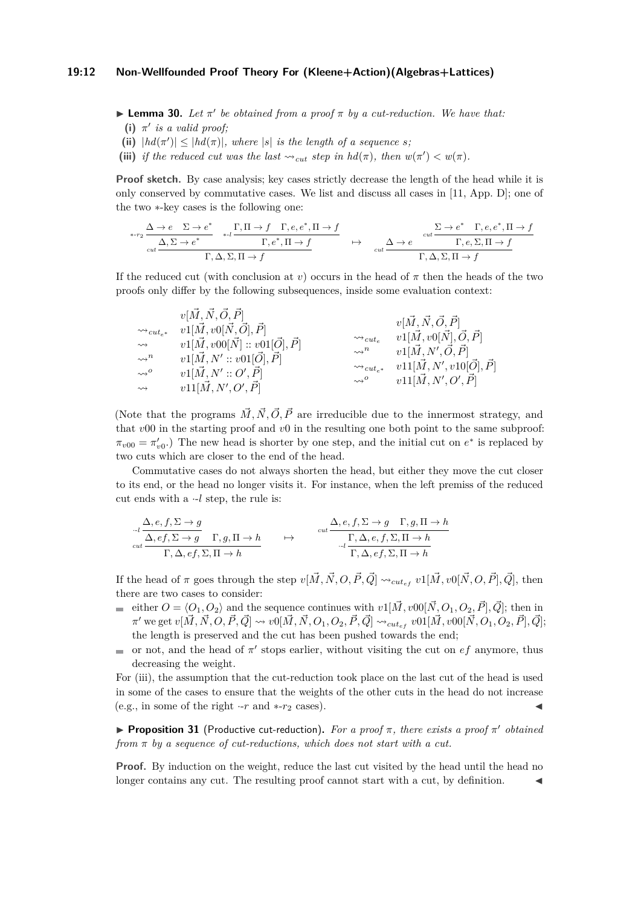**▶ Lemma 30.** *Let $\pi'$ be obtained from a proof $\pi$ by a cut-reduction. We have that:*

**(i)** *$\pi'$ is a valid proof;*

**(ii)** *$|hd(\pi')| \leq |hd(\pi)|$, where $|s|$ is the length of a sequence $s$;*

**(iii)** *if the reduced cut was the last $\rightsquigarrow_{cut}$ step in $hd(\pi)$, then $w(\pi') < w(\pi)$.*

**Proof sketch.** By case analysis; key cases strictly decrease the length of the head while it is only conserved by commutative cases. We list and discuss all cases in [11, App. D]; one of the two $*$-key cases is the following one:

$$
\dfrac{\dfrac{\Delta \to e \quad \Sigma \to e^*}{\Delta, \Sigma \to e^*}\,{*\text{-}r_2} \qquad \dfrac{\Gamma, \Pi \to f \quad \Gamma, e, e^*, \Pi \to f}{\Gamma, e^*, \Pi \to f}\,{*\text{-}l}}{\Gamma, \Delta, \Sigma, \Pi \to f}\,{cut}
\quad \mapsto \quad
\dfrac{\Delta \to e \qquad \dfrac{\Sigma \to e^* \quad \Gamma, e, e^*, \Pi \to f}{\Gamma, e, \Sigma, \Pi \to f}\,{cut}}{\Gamma, \Delta, \Sigma, \Pi \to f}\,{cut}
$$

If the reduced cut (with conclusion at $v$) occurs in the head of $\pi$ then the heads of the two proofs only differ by the following subsequences, inside some evaluation context:

$$
\begin{array}{ll}
 & v[\vec{M}, \vec{N}, \vec{O}, \vec{P}] \\
\rightsquigarrow_{cut_{e^*}} & v1[\vec{M}, v0[\vec{N}, \vec{O}], \vec{P}] \\
\rightsquigarrow & v1[\vec{M}, v00[\vec{N}] :: v01[\vec{O}], \vec{P}] \\
\rightsquigarrow^n & v1[\vec{M}, N' :: v01[\vec{O}], \vec{P}] \\
\rightsquigarrow^o & v1[\vec{M}, N' :: O', \vec{P}] \\
\rightsquigarrow & v11[\vec{M}, N', O', \vec{P}]
\end{array}
\qquad
\begin{array}{ll}
 & v[\vec{M}, \vec{N}, \vec{O}, \vec{P}] \\
\rightsquigarrow_{cut_e} & v1[\vec{M}, v0[\vec{N}], \vec{O}, \vec{P}] \\
\rightsquigarrow^n & v1[\vec{M}, N', \vec{O}, \vec{P}] \\
\rightsquigarrow_{cut_{e^*}} & v11[\vec{M}, N', v10[\vec{O}], \vec{P}] \\
\rightsquigarrow^o & v11[\vec{M}, N', O', \vec{P}]
\end{array}
$$

(Note that the programs $\vec{M}, \vec{N}, \vec{O}, \vec{P}$ are irreducible due to the innermost strategy, and that $v00$ in the starting proof and $v0$ in the resulting one both point to the same subproof: $\pi_{v00} = \pi'_{v0}$.) The new head is shorter by one step, and the initial cut on $e^*$ is replaced by two cuts which are closer to the end of the head.

Commutative cases do not always shorten the head, but either they move the cut closer to its end, or the head no longer visits it. For instance, when the left premiss of the reduced cut ends with a $\cdot$-$l$ step, the rule is:

$$
\dfrac{\dfrac{\Delta, e, f, \Sigma \to g}{\Delta, ef, \Sigma \to g}\,{\cdot\text{-}l} \qquad \Gamma, g, \Pi \to h}{\Gamma, \Delta, ef, \Sigma, \Pi \to h}\,{cut}
\quad \mapsto \quad
\dfrac{\dfrac{\Delta, e, f, \Sigma \to g \quad \Gamma, g, \Pi \to h}{\Gamma, \Delta, e, f, \Sigma, \Pi \to h}\,{cut}}{\Gamma, \Delta, ef, \Sigma, \Pi \to h}\,{\cdot\text{-}l}
$$

If the head of $\pi$ goes through the step $v[\vec{M}, \vec{N}, O, \vec{P}, \vec{Q}] \rightsquigarrow_{cut_{ef}} v1[\vec{M}, v0[\vec{N}, O, \vec{P}], \vec{Q}]$, then there are two cases to consider:

- either $O = \langle O_1, O_2 \rangle$ and the sequence continues with $v1[\vec{M}, v00[\vec{N}, O_1, O_2, \vec{P}], \vec{Q}]$; then in $\pi'$ we get $v[\vec{M}, \vec{N}, O, \vec{P}, \vec{Q}] \rightsquigarrow v0[\vec{M}, \vec{N}, O_1, O_2, \vec{P}, \vec{Q}] \rightsquigarrow_{cut_{ef}} v01[\vec{M}, v00[\vec{N}, O_1, O_2, \vec{P}], \vec{Q}]$; the length is preserved and the cut has been pushed towards the end;
- or not, and the head of $\pi'$ stops earlier, without visiting the cut on $ef$ anymore, thus decreasing the weight.

For (iii), the assumption that the cut-reduction took place on the last cut of the head is used in some of the cases to ensure that the weights of the other cuts in the head do not increase (e.g., in some of the right $\cdot$-$r$ and $*$-$r_2$ cases). ◀

**▶ Proposition 31** (Productive cut-reduction)**.** *For a proof $\pi$, there exists a proof $\pi'$ obtained from $\pi$ by a sequence of cut-reductions, which does not start with a cut.*

**Proof.** By induction on the weight, reduce the last cut visited by the head until the head no longer contains any cut. The resulting proof cannot start with a cut, by definition. ◀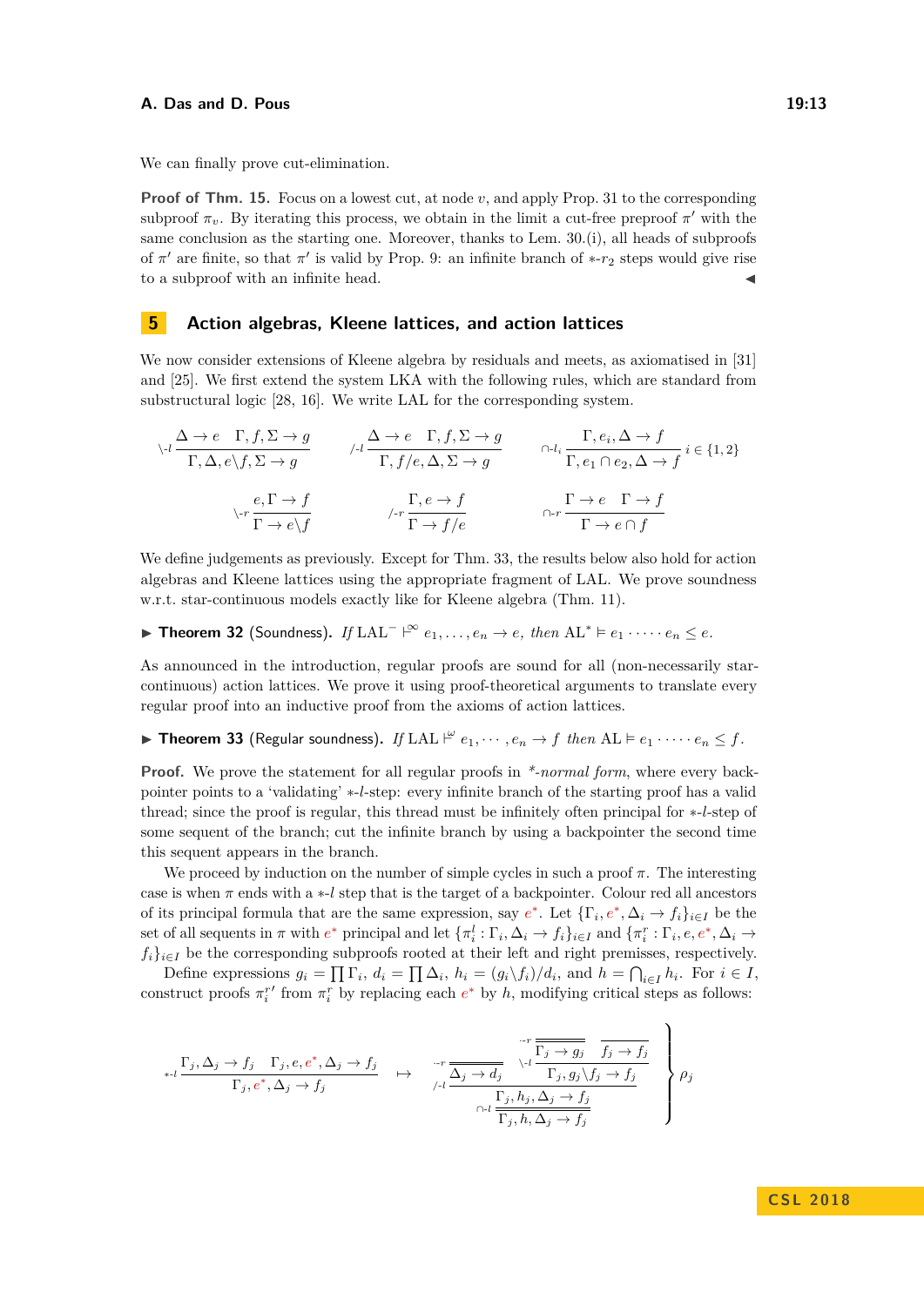We can finally prove cut-elimination.

**Proof of Thm. 15.** Focus on a lowest cut, at node $v$, and apply Prop. 31 to the corresponding subproof $\pi_v$. By iterating this process, we obtain in the limit a cut-free preproof $\pi'$ with the same conclusion as the starting one. Moreover, thanks to Lem. 30.(i), all heads of subproofs of $\pi'$ are finite, so that $\pi'$ is valid by Prop. 9: an infinite branch of $*$-$r_2$ steps would give rise to a subproof with an infinite head. ◀

## 5 Action algebras, Kleene lattices, and action lattices

We now consider extensions of Kleene algebra by residuals and meets, as axiomatised in [31] and [25]. We first extend the system LKA with the following rules, which are standard from substructural logic [28, 16]. We write LAL for the corresponding system.

$$\backslash\text{-}l\ \frac{\Delta \to e \quad \Gamma, f, \Sigma \to g}{\Gamma, \Delta, e\backslash f, \Sigma \to g} \qquad /\text{-}l\ \frac{\Delta \to e \quad \Gamma, f, \Sigma \to g}{\Gamma, f/e, \Delta, \Sigma \to g} \qquad \cap\text{-}l_i\ \frac{\Gamma, e_i, \Delta \to f}{\Gamma, e_1 \cap e_2, \Delta \to f}\ i \in \{1,2\}$$

$$\backslash\text{-}r\ \frac{e, \Gamma \to f}{\Gamma \to e\backslash f} \qquad /\text{-}r\ \frac{\Gamma, e \to f}{\Gamma \to f/e} \qquad \cap\text{-}r\ \frac{\Gamma \to e \quad \Gamma \to f}{\Gamma \to e \cap f}$$

We define judgements as previously. Except for Thm. 33, the results below also hold for action algebras and Kleene lattices using the appropriate fragment of LAL. We prove soundness w.r.t. star-continuous models exactly like for Kleene algebra (Thm. 11).

▶ **Theorem 32** (Soundness). *If* $\mathrm{LAL}^- \vdash^\infty e_1, \dots, e_n \to e$*, then* $\mathrm{AL}^* \models e_1 \cdot \dots \cdot e_n \le e$*.*

As announced in the introduction, regular proofs are sound for all (non-necessarily star-continuous) action lattices. We prove it using proof-theoretical arguments to translate every regular proof into an inductive proof from the axioms of action lattices.

▶ **Theorem 33** (Regular soundness). *If* $\mathrm{LAL} \vdash^\omega e_1, \cdots, e_n \to f$ *then* $\mathrm{AL} \models e_1 \cdot \dots \cdot e_n \le f$*.*

**Proof.** We prove the statement for all regular proofs in *$*$-normal form*, where every backpointer points to a 'validating' $*$-$l$-step: every infinite branch of the starting proof has a valid thread; since the proof is regular, this thread must be infinitely often principal for $*$-$l$-step of some sequent of the branch; cut the infinite branch by using a backpointer the second time this sequent appears in the branch.

We proceed by induction on the number of simple cycles in such a proof $\pi$. The interesting case is when $\pi$ ends with a $*$-$l$ step that is the target of a backpointer. Colour red all ancestors of its principal formula that are the same expression, say $e^*$. Let $\{\Gamma_i, e^*, \Delta_i \to f_i\}_{i \in I}$ be the set of all sequents in $\pi$ with $e^*$ principal and let $\{\pi_i^l : \Gamma_i, \Delta_i \to f_i\}_{i\in I}$ and $\{\pi_i^r : \Gamma_i, e, e^*, \Delta_i \to f_i\}_{i\in I}$ be the corresponding subproofs rooted at their left and right premisses, respectively.

Define expressions $g_i = \prod \Gamma_i$, $d_i = \prod \Delta_i$, $h_i = (g_i \backslash f_i)/d_i$, and $h = \bigcap_{i\in I} h_i$. For $i \in I$, construct proofs $\pi_i^{r\prime}$ from $\pi_i^r$ by replacing each $e^*$ by $h$, modifying critical steps as follows:

$$*\text{-}l\ \frac{\Gamma_j, \Delta_j \to f_j \quad \Gamma_j, e, e^*, \Delta_j \to f_j}{\Gamma_j, e^*, \Delta_j \to f_j} \quad \mapsto \quad \left.\cap\text{-}l\ \frac{/\text{-}l\ \dfrac{\cdot\text{-}r\ \dfrac{}{\Delta_j \to d_j} \quad \backslash\text{-}l\ \dfrac{\cdot\text{-}r\ \dfrac{}{\Gamma_j \to g_j} \quad \dfrac{}{f_j \to f_j}}{\Gamma_j, g_j\backslash f_j \to f_j}}{\Gamma_j, h_j, \Delta_j \to f_j}}{\Gamma_j, h, \Delta_j \to f_j}\right\}\rho_j$$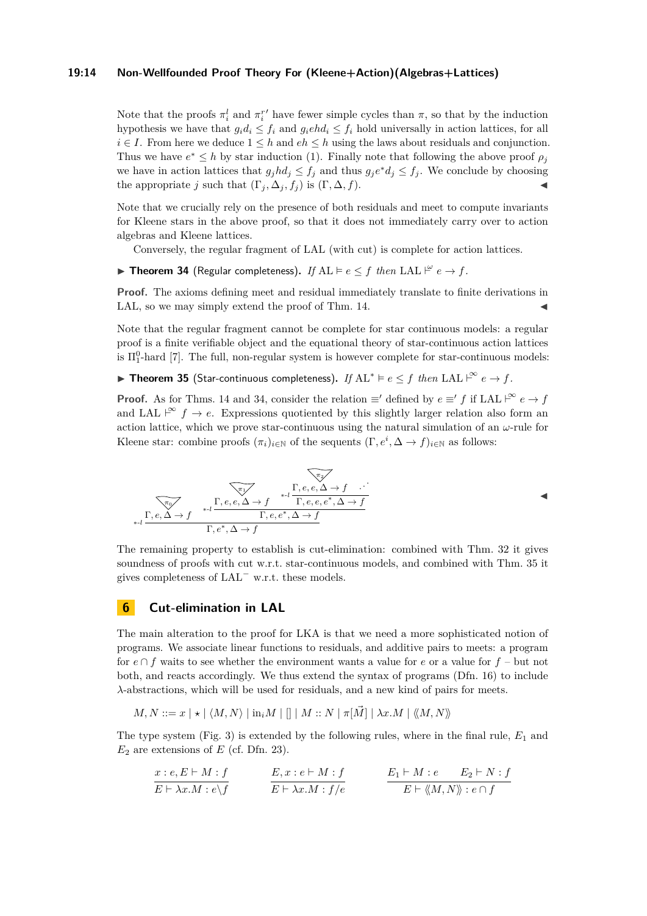Note that the proofs $\pi_i^l$ and $\pi_i^{r\prime}$ have fewer simple cycles than $\pi$, so that by the induction hypothesis we have that $g_i d_i \leq f_i$ and $g_i e h d_i \leq f_i$ hold universally in action lattices, for all $i \in I$. From here we deduce $1 \leq h$ and $eh \leq h$ using the laws about residuals and conjunction. Thus we have $e^* \leq h$ by star induction (1). Finally note that following the above proof $\rho_j$ we have in action lattices that $g_j h d_j \leq f_j$ and thus $g_j e^* d_j \leq f_j$. We conclude by choosing the appropriate $j$ such that $(\Gamma_j, \Delta_j, f_j)$ is $(\Gamma, \Delta, f)$. ◀

Note that we crucially rely on the presence of both residuals and meet to compute invariants for Kleene stars in the above proof, so that it does not immediately carry over to action algebras and Kleene lattices.

Conversely, the regular fragment of LAL (with cut) is complete for action lattices.

▶ **Theorem 34** (Regular completeness). *If* $\mathrm{AL} \models e \leq f$ *then* $\mathrm{LAL} \vdash^{\omega} e \to f$.

**Proof.** The axioms defining meet and residual immediately translate to finite derivations in LAL, so we may simply extend the proof of Thm. 14. ◀

Note that the regular fragment cannot be complete for star continuous models: a regular proof is a finite verifiable object and the equational theory of star-continuous action lattices is $\Pi_1^0$-hard [7]. The full, non-regular system is however complete for star-continuous models:

▶ **Theorem 35** (Star-continuous completeness). *If* $\mathrm{AL}^* \models e \leq f$ *then* $\mathrm{LAL} \vdash^{\infty} e \to f$.

**Proof.** As for Thms. 14 and 34, consider the relation $\equiv'$ defined by $e \equiv' f$ if $\mathrm{LAL} \vdash^{\infty} e \to f$ and $\mathrm{LAL} \vdash^{\infty} f \to e$. Expressions quotiented by this slightly larger relation also form an action lattice, which we prove star-continuous using the natural simulation of an $\omega$-rule for Kleene star: combine proofs $(\pi_i)_{i \in \mathbb{N}}$ of the sequents $(\Gamma, e^i, \Delta \to f)_{i \in \mathbb{N}}$ as follows:

$$
\dfrac{\dfrac{\pi_0}{\Gamma, e, \Delta \to f} \qquad \dfrac{\dfrac{\pi_1}{\Gamma, e, e, \Delta \to f} \qquad \dfrac{\dfrac{\pi_2}{\Gamma, e, e, \Delta \to f} \qquad \cdots}{\Gamma, e, e, e^*, \Delta \to f}\ {*\text{-}l}}{\Gamma, e, e^*, \Delta \to f}\ {*\text{-}l}}{\Gamma, e^*, \Delta \to f}\ {*\text{-}l}
$$

◀

The remaining property to establish is cut-elimination: combined with Thm. 32 it gives soundness of proofs with cut w.r.t. star-continuous models, and combined with Thm. 35 it gives completeness of $\mathrm{LAL}^-$ w.r.t. these models.

## 6 Cut-elimination in LAL

The main alteration to the proof for LKA is that we need a more sophisticated notion of programs. We associate linear functions to residuals, and additive pairs to meets: a program for $e \cap f$ waits to see whether the environment wants a value for $e$ or a value for $f$ – but not both, and reacts accordingly. We thus extend the syntax of programs (Dfn. 16) to include $\lambda$-abstractions, which will be used for residuals, and a new kind of pairs for meets.

$$
M, N ::= x \mid \star \mid \langle M, N \rangle \mid \mathrm{in}_i M \mid [] \mid M :: N \mid \pi[\vec{M}] \mid \lambda x.M \mid \langle\!\langle M, N \rangle\!\rangle
$$

The type system (Fig. 3) is extended by the following rules, where in the final rule, $E_1$ and $E_2$ are extensions of $E$ (cf. Dfn. 23).

$$
\frac{x : e, E \vdash M : f}{E \vdash \lambda x.M : e \backslash f} \qquad \frac{E, x : e \vdash M : f}{E \vdash \lambda x.M : f / e} \qquad \frac{E_1 \vdash M : e \qquad E_2 \vdash N : f}{E \vdash \langle\!\langle M, N \rangle\!\rangle : e \cap f}
$$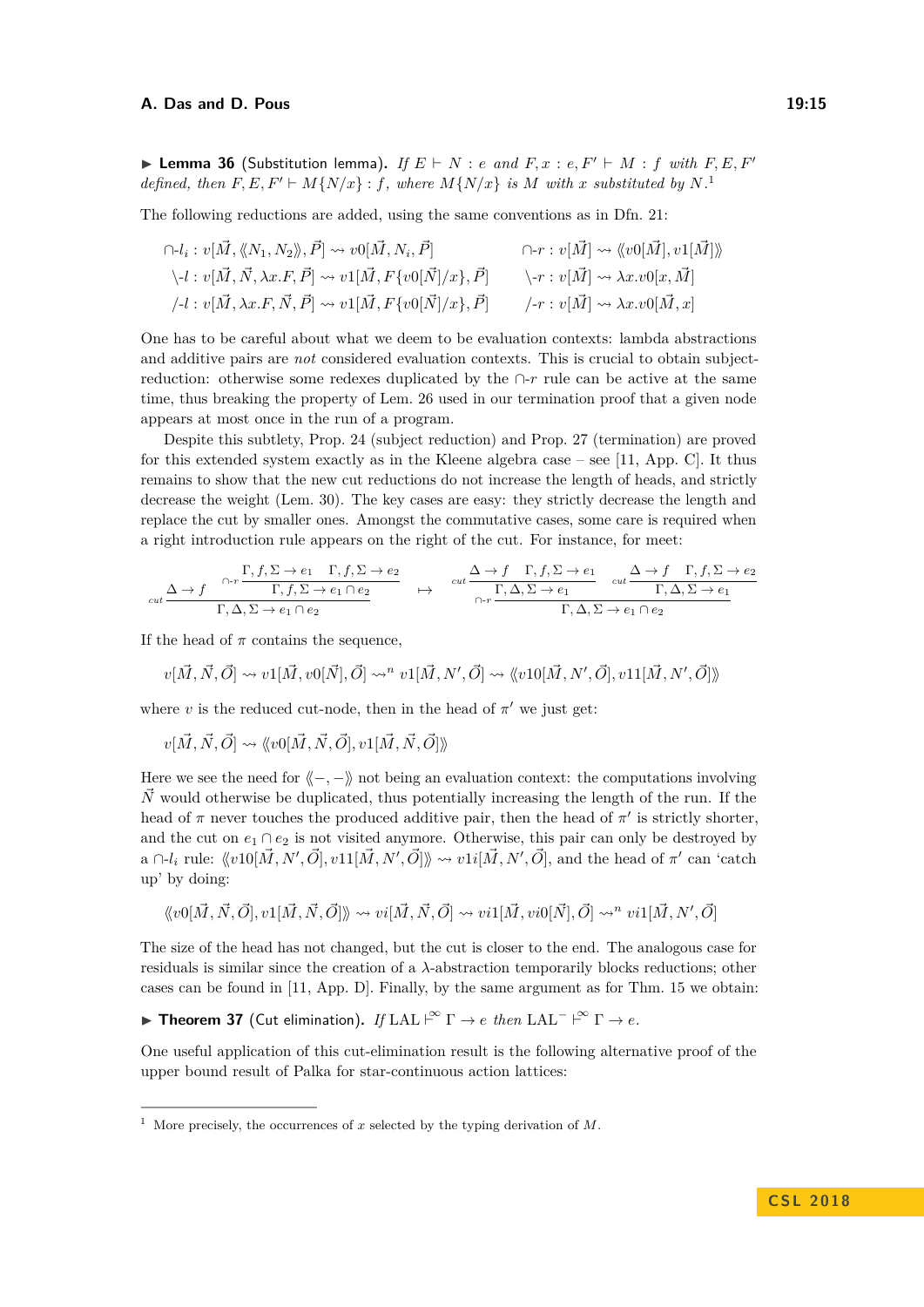▶ **Lemma 36** (Substitution lemma). *If $E \vdash N : e$ and $F, x : e, F' \vdash M : f$ with $F, E, F'$ defined, then $F, E, F' \vdash M\{N/x\} : f$, where $M\{N/x\}$ is $M$ with $x$ substituted by $N$.*[1]

The following reductions are added, using the same conventions as in Dfn. 21:

$$\cap\text{-}l_i : v[\vec{M}, \langle\!\langle N_1, N_2\rangle\!\rangle, \vec{P}] \rightsquigarrow v0[\vec{M}, N_i, \vec{P}] \qquad \cap\text{-}r : v[\vec{M}] \rightsquigarrow \langle\!\langle v0[\vec{M}], v1[\vec{M}]\rangle\!\rangle$$

$$\backslash\text{-}l : v[\vec{M}, \vec{N}, \lambda x.F, \vec{P}] \rightsquigarrow v1[\vec{M}, F\{v0[\vec{N}]/x\}, \vec{P}] \qquad \backslash\text{-}r : v[\vec{M}] \rightsquigarrow \lambda x.v0[x, \vec{M}]$$

$$/\text{-}l : v[\vec{M}, \lambda x.F, \vec{N}, \vec{P}] \rightsquigarrow v1[\vec{M}, F\{v0[\vec{N}]/x\}, \vec{P}] \qquad /\text{-}r : v[\vec{M}] \rightsquigarrow \lambda x.v0[\vec{M}, x]$$

One has to be careful about what we deem to be evaluation contexts: lambda abstractions and additive pairs are *not* considered evaluation contexts. This is crucial to obtain subject-reduction: otherwise some redexes duplicated by the $\cap$-$r$ rule can be active at the same time, thus breaking the property of Lem. 26 used in our termination proof that a given node appears at most once in the run of a program.

Despite this subtlety, Prop. 24 (subject reduction) and Prop. 27 (termination) are proved for this extended system exactly as in the Kleene algebra case – see [11, App. C]. It thus remains to show that the new cut reductions do not increase the length of heads, and strictly decrease the weight (Lem. 30). The key cases are easy: they strictly decrease the length and replace the cut by smaller ones. Amongst the commutative cases, some care is required when a right introduction rule appears on the right of the cut. For instance, for meet:

$$\dfrac{\Delta \to f \qquad \dfrac{\Gamma, f, \Sigma \to e_1 \qquad \Gamma, f, \Sigma \to e_2}{\Gamma, f, \Sigma \to e_1 \cap e_2}\,\cap\text{-}r}{\Gamma, \Delta, \Sigma \to e_1 \cap e_2}\,cut \quad \mapsto \quad \dfrac{\dfrac{\Delta \to f \qquad \Gamma, f, \Sigma \to e_1}{\Gamma, \Delta, \Sigma \to e_1}\,cut \qquad \dfrac{\Delta \to f \qquad \Gamma, f, \Sigma \to e_2}{\Gamma, \Delta, \Sigma \to e_1}\,cut}{\Gamma, \Delta, \Sigma \to e_1 \cap e_2}\,\cap\text{-}r$$

If the head of $\pi$ contains the sequence,

$$v[\vec{M}, \vec{N}, \vec{O}] \rightsquigarrow v1[\vec{M}, v0[\vec{N}], \vec{O}] \rightsquigarrow^n v1[\vec{M}, N', \vec{O}] \rightsquigarrow \langle\!\langle v10[\vec{M}, N', \vec{O}], v11[\vec{M}, N', \vec{O}]\rangle\!\rangle$$

where $v$ is the reduced cut-node, then in the head of $\pi'$ we just get:

$$v[\vec{M}, \vec{N}, \vec{O}] \rightsquigarrow \langle\!\langle v0[\vec{M}, \vec{N}, \vec{O}], v1[\vec{M}, \vec{N}, \vec{O}]\rangle\!\rangle$$

Here we see the need for $\langle\!\langle -, -\rangle\!\rangle$ not being an evaluation context: the computations involving $\vec{N}$ would otherwise be duplicated, thus potentially increasing the length of the run. If the head of $\pi$ never touches the produced additive pair, then the head of $\pi'$ is strictly shorter, and the cut on $e_1 \cap e_2$ is not visited anymore. Otherwise, this pair can only be destroyed by a $\cap$-$l_i$ rule: $\langle\!\langle v10[\vec{M}, N', \vec{O}], v11[\vec{M}, N', \vec{O}]\rangle\!\rangle \rightsquigarrow v1i[\vec{M}, N', \vec{O}]$, and the head of $\pi'$ can 'catch up' by doing:

$$\langle\!\langle v0[\vec{M}, \vec{N}, \vec{O}], v1[\vec{M}, \vec{N}, \vec{O}]\rangle\!\rangle \rightsquigarrow vi[\vec{M}, \vec{N}, \vec{O}] \rightsquigarrow vi1[\vec{M}, vi0[\vec{N}], \vec{O}] \rightsquigarrow^n vi1[\vec{M}, N', \vec{O}]$$

The size of the head has not changed, but the cut is closer to the end. The analogous case for residuals is similar since the creation of a $\lambda$-abstraction temporarily blocks reductions; other cases can be found in [11, App. D]. Finally, by the same argument as for Thm. 15 we obtain:

▶ **Theorem 37** (Cut elimination). *If $\mathrm{LAL} \vdash^{\infty} \Gamma \to e$ then $\mathrm{LAL}^{-} \vdash^{\infty} \Gamma \to e$.*

One useful application of this cut-elimination result is the following alternative proof of the upper bound result of Palka for star-continuous action lattices:

[1] More precisely, the occurrences of $x$ selected by the typing derivation of $M$.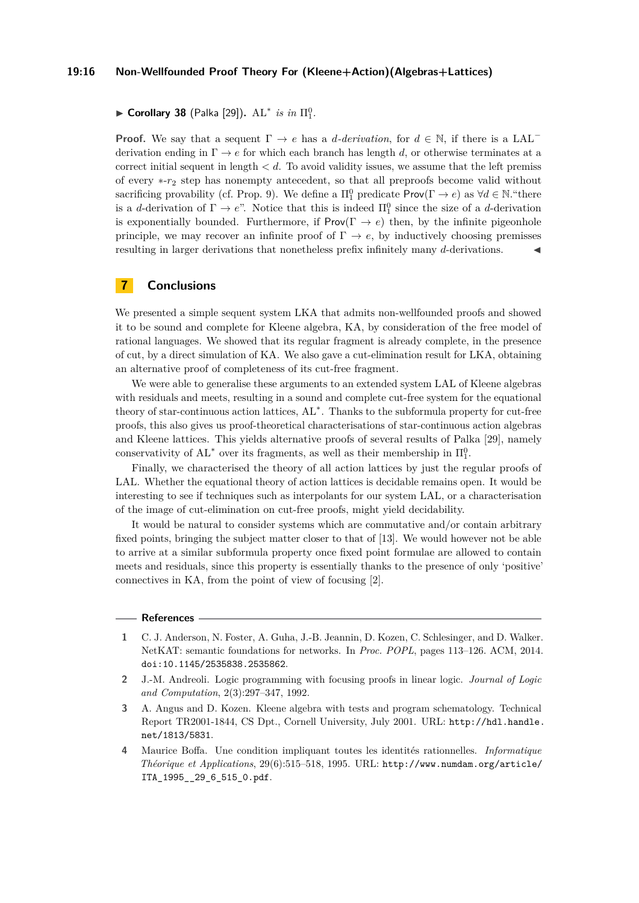▶ **Corollary 38** (Palka [29])**.** $\mathrm{AL}^*$ *is in* $\Pi^0_1$*.*

**Proof.** We say that a sequent $\Gamma \to e$ has a *d-derivation*, for $d \in \mathbb{N}$, if there is a $\mathrm{LAL}^-$ derivation ending in $\Gamma \to e$ for which each branch has length $d$, or otherwise terminates at a correct initial sequent in length $< d$. To avoid validity issues, we assume that the left premiss of every $*$-$r_2$ step has nonempty antecedent, so that all preproofs become valid without sacrificing provability (cf. Prop. 9). We define a $\Pi^0_1$ predicate $\mathsf{Prov}(\Gamma \to e)$ as $\forall d \in \mathbb{N}$."there is a $d$-derivation of $\Gamma \to e$". Notice that this is indeed $\Pi^0_1$ since the size of a $d$-derivation is exponentially bounded. Furthermore, if $\mathsf{Prov}(\Gamma \to e)$ then, by the infinite pigeonhole principle, we may recover an infinite proof of $\Gamma \to e$, by inductively choosing premisses resulting in larger derivations that nonetheless prefix infinitely many $d$-derivations. ◀

## 7 Conclusions

We presented a simple sequent system LKA that admits non-wellfounded proofs and showed it to be sound and complete for Kleene algebra, KA, by consideration of the free model of rational languages. We showed that its regular fragment is already complete, in the presence of cut, by a direct simulation of KA. We also gave a cut-elimination result for LKA, obtaining an alternative proof of completeness of its cut-free fragment.

We were able to generalise these arguments to an extended system LAL of Kleene algebras with residuals and meets, resulting in a sound and complete cut-free system for the equational theory of star-continuous action lattices, $\mathrm{AL}^*$. Thanks to the subformula property for cut-free proofs, this also gives us proof-theoretical characterisations of star-continuous action algebras and Kleene lattices. This yields alternative proofs of several results of Palka [29], namely conservativity of $\mathrm{AL}^*$ over its fragments, as well as their membership in $\Pi^0_1$.

Finally, we characterised the theory of all action lattices by just the regular proofs of LAL. Whether the equational theory of action lattices is decidable remains open. It would be interesting to see if techniques such as interpolants for our system LAL, or a characterisation of the image of cut-elimination on cut-free proofs, might yield decidability.

It would be natural to consider systems which are commutative and/or contain arbitrary fixed points, bringing the subject matter closer to that of [13]. We would however not be able to arrive at a similar subformula property once fixed point formulae are allowed to contain meets and residuals, since this property is essentially thanks to the presence of only 'positive' connectives in KA, from the point of view of focusing [2].

## References

1. C. J. Anderson, N. Foster, A. Guha, J.-B. Jeannin, D. Kozen, C. Schlesinger, and D. Walker. NetKAT: semantic foundations for networks. In *Proc. POPL*, pages 113–126. ACM, 2014. doi:10.1145/2535838.2535862.
2. J.-M. Andreoli. Logic programming with focusing proofs in linear logic. *Journal of Logic and Computation*, 2(3):297–347, 1992.
3. A. Angus and D. Kozen. Kleene algebra with tests and program schematology. Technical Report TR2001-1844, CS Dpt., Cornell University, July 2001. URL: http://hdl.handle.net/1813/5831.
4. Maurice Boffa. Une condition impliquant toutes les identités rationnelles. *Informatique Théorique et Applications*, 29(6):515–518, 1995. URL: http://www.numdam.org/article/ITA_1995__29_6_515_0.pdf.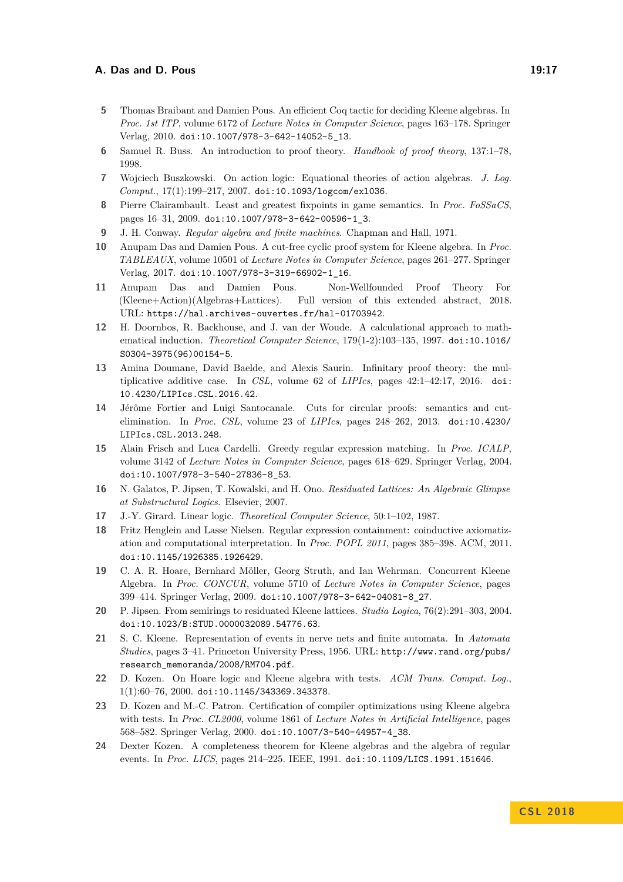5 Thomas Braibant and Damien Pous. An efficient Coq tactic for deciding Kleene algebras. In *Proc. 1st ITP*, volume 6172 of *Lecture Notes in Computer Science*, pages 163–178. Springer Verlag, 2010. doi:10.1007/978-3-642-14052-5_13.

6 Samuel R. Buss. An introduction to proof theory. *Handbook of proof theory*, 137:1–78, 1998.

7 Wojciech Buszkowski. On action logic: Equational theories of action algebras. *J. Log. Comput.*, 17(1):199–217, 2007. doi:10.1093/logcom/exl036.

8 Pierre Clairambault. Least and greatest fixpoints in game semantics. In *Proc. FoSSaCS*, pages 16–31, 2009. doi:10.1007/978-3-642-00596-1_3.

9 J. H. Conway. *Regular algebra and finite machines*. Chapman and Hall, 1971.

10 Anupam Das and Damien Pous. A cut-free cyclic proof system for Kleene algebra. In *Proc. TABLEAUX*, volume 10501 of *Lecture Notes in Computer Science*, pages 261–277. Springer Verlag, 2017. doi:10.1007/978-3-319-66902-1_16.

11 Anupam Das and Damien Pous. Non-Wellfounded Proof Theory For (Kleene+Action)(Algebras+Lattices). Full version of this extended abstract, 2018. URL: https://hal.archives-ouvertes.fr/hal-01703942.

12 H. Doornbos, R. Backhouse, and J. van der Woude. A calculational approach to mathematical induction. *Theoretical Computer Science*, 179(1-2):103–135, 1997. doi:10.1016/S0304-3975(96)00154-5.

13 Amina Doumane, David Baelde, and Alexis Saurin. Infinitary proof theory: the multiplicative additive case. In *CSL*, volume 62 of *LIPIcs*, pages 42:1–42:17, 2016. doi:10.4230/LIPIcs.CSL.2016.42.

14 Jérôme Fortier and Luigi Santocanale. Cuts for circular proofs: semantics and cut-elimination. In *Proc. CSL*, volume 23 of *LIPIcs*, pages 248–262, 2013. doi:10.4230/LIPIcs.CSL.2013.248.

15 Alain Frisch and Luca Cardelli. Greedy regular expression matching. In *Proc. ICALP*, volume 3142 of *Lecture Notes in Computer Science*, pages 618–629. Springer Verlag, 2004. doi:10.1007/978-3-540-27836-8_53.

16 N. Galatos, P. Jipsen, T. Kowalski, and H. Ono. *Residuated Lattices: An Algebraic Glimpse at Substructural Logics*. Elsevier, 2007.

17 J.-Y. Girard. Linear logic. *Theoretical Computer Science*, 50:1–102, 1987.

18 Fritz Henglein and Lasse Nielsen. Regular expression containment: coinductive axiomatization and computational interpretation. In *Proc. POPL 2011*, pages 385–398. ACM, 2011. doi:10.1145/1926385.1926429.

19 C. A. R. Hoare, Bernhard Möller, Georg Struth, and Ian Wehrman. Concurrent Kleene Algebra. In *Proc. CONCUR*, volume 5710 of *Lecture Notes in Computer Science*, pages 399–414. Springer Verlag, 2009. doi:10.1007/978-3-642-04081-8_27.

20 P. Jipsen. From semirings to residuated Kleene lattices. *Studia Logica*, 76(2):291–303, 2004. doi:10.1023/B:STUD.0000032089.54776.63.

21 S. C. Kleene. Representation of events in nerve nets and finite automata. In *Automata Studies*, pages 3–41. Princeton University Press, 1956. URL: http://www.rand.org/pubs/research_memoranda/2008/RM704.pdf.

22 D. Kozen. On Hoare logic and Kleene algebra with tests. *ACM Trans. Comput. Log.*, 1(1):60–76, 2000. doi:10.1145/343369.343378.

23 D. Kozen and M.-C. Patron. Certification of compiler optimizations using Kleene algebra with tests. In *Proc. CL2000*, volume 1861 of *Lecture Notes in Artificial Intelligence*, pages 568–582. Springer Verlag, 2000. doi:10.1007/3-540-44957-4_38.

24 Dexter Kozen. A completeness theorem for Kleene algebras and the algebra of regular events. In *Proc. LICS*, pages 214–225. IEEE, 1991. doi:10.1109/LICS.1991.151646.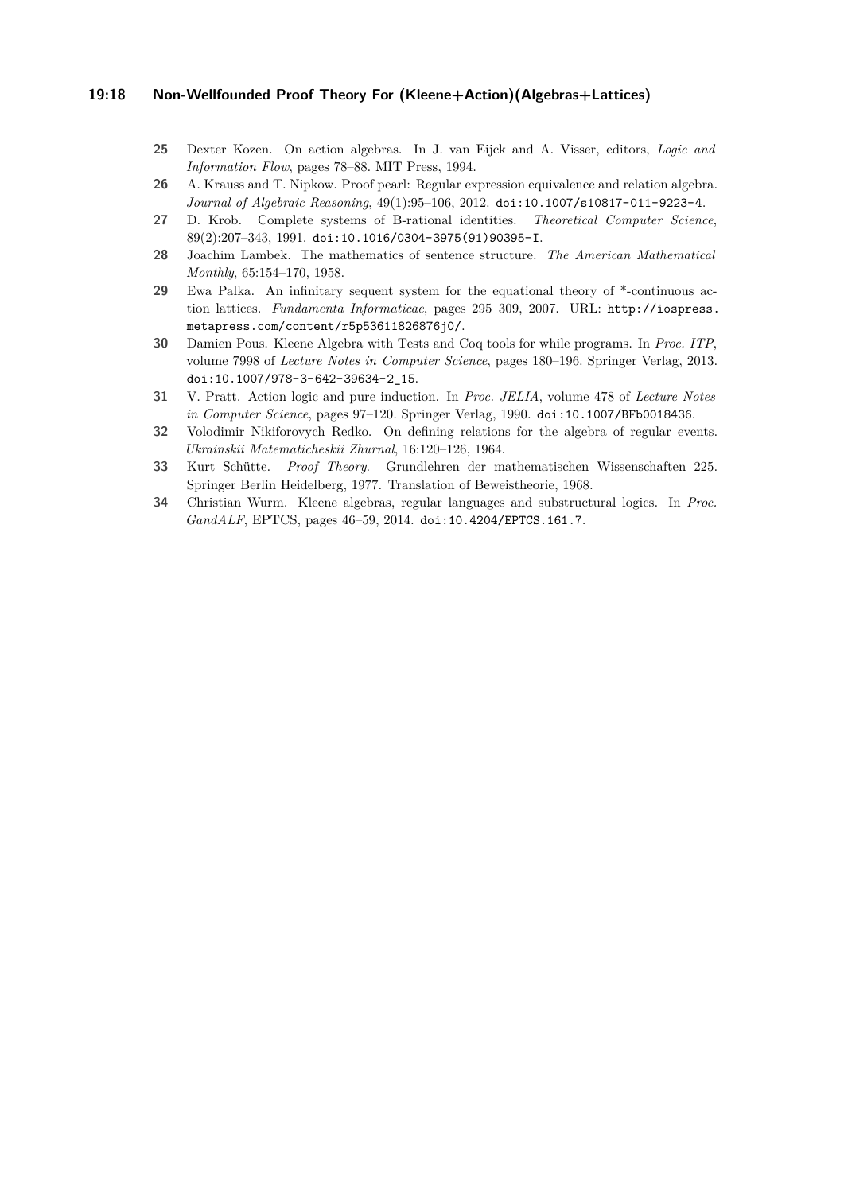25 Dexter Kozen. On action algebras. In J. van Eijck and A. Visser, editors, *Logic and Information Flow*, pages 78–88. MIT Press, 1994.

26 A. Krauss and T. Nipkow. Proof pearl: Regular expression equivalence and relation algebra. *Journal of Algebraic Reasoning*, 49(1):95–106, 2012. doi:10.1007/s10817-011-9223-4.

27 D. Krob. Complete systems of B-rational identities. *Theoretical Computer Science*, 89(2):207–343, 1991. doi:10.1016/0304-3975(91)90395-I.

28 Joachim Lambek. The mathematics of sentence structure. *The American Mathematical Monthly*, 65:154–170, 1958.

29 Ewa Palka. An infinitary sequent system for the equational theory of *-continuous action lattices. *Fundamenta Informaticae*, pages 295–309, 2007. URL: http://iospress.metapress.com/content/r5p53611826876j0/.

30 Damien Pous. Kleene Algebra with Tests and Coq tools for while programs. In *Proc. ITP*, volume 7998 of *Lecture Notes in Computer Science*, pages 180–196. Springer Verlag, 2013. doi:10.1007/978-3-642-39634-2_15.

31 V. Pratt. Action logic and pure induction. In *Proc. JELIA*, volume 478 of *Lecture Notes in Computer Science*, pages 97–120. Springer Verlag, 1990. doi:10.1007/BFb0018436.

32 Volodimir Nikiforovych Redko. On defining relations for the algebra of regular events. *Ukrainskii Matematicheskii Zhurnal*, 16:120–126, 1964.

33 Kurt Schütte. *Proof Theory*. Grundlehren der mathematischen Wissenschaften 225. Springer Berlin Heidelberg, 1977. Translation of Beweistheorie, 1968.

34 Christian Wurm. Kleene algebras, regular languages and substructural logics. In *Proc. GandALF*, EPTCS, pages 46–59, 2014. doi:10.4204/EPTCS.161.7.